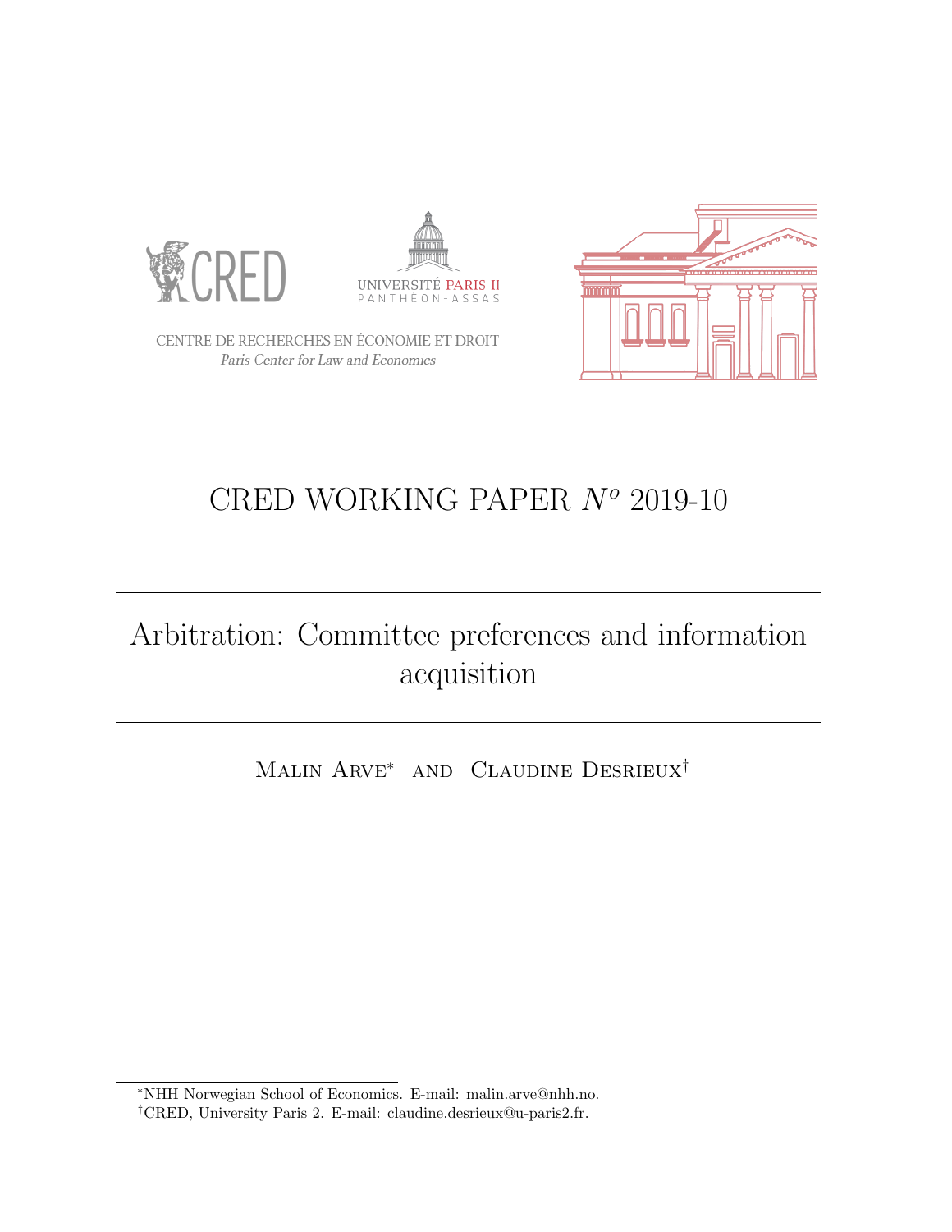CENTRE DE RECHERCHES EN ÉCONOMIE ET DROIT

*Paris Center for Law and Economics*

# CRED WORKING PAPER $N^o$ 2019-10

---

# Arbitration: Committee preferences and information acquisition

---

Malin Arve[*] and Claudine Desrieux[†]

[*] NHH Norwegian School of Economics. E-mail: malin.arve@nhh.no.

[†] CRED, University Paris 2. E-mail: claudine.desrieux@u-paris2.fr.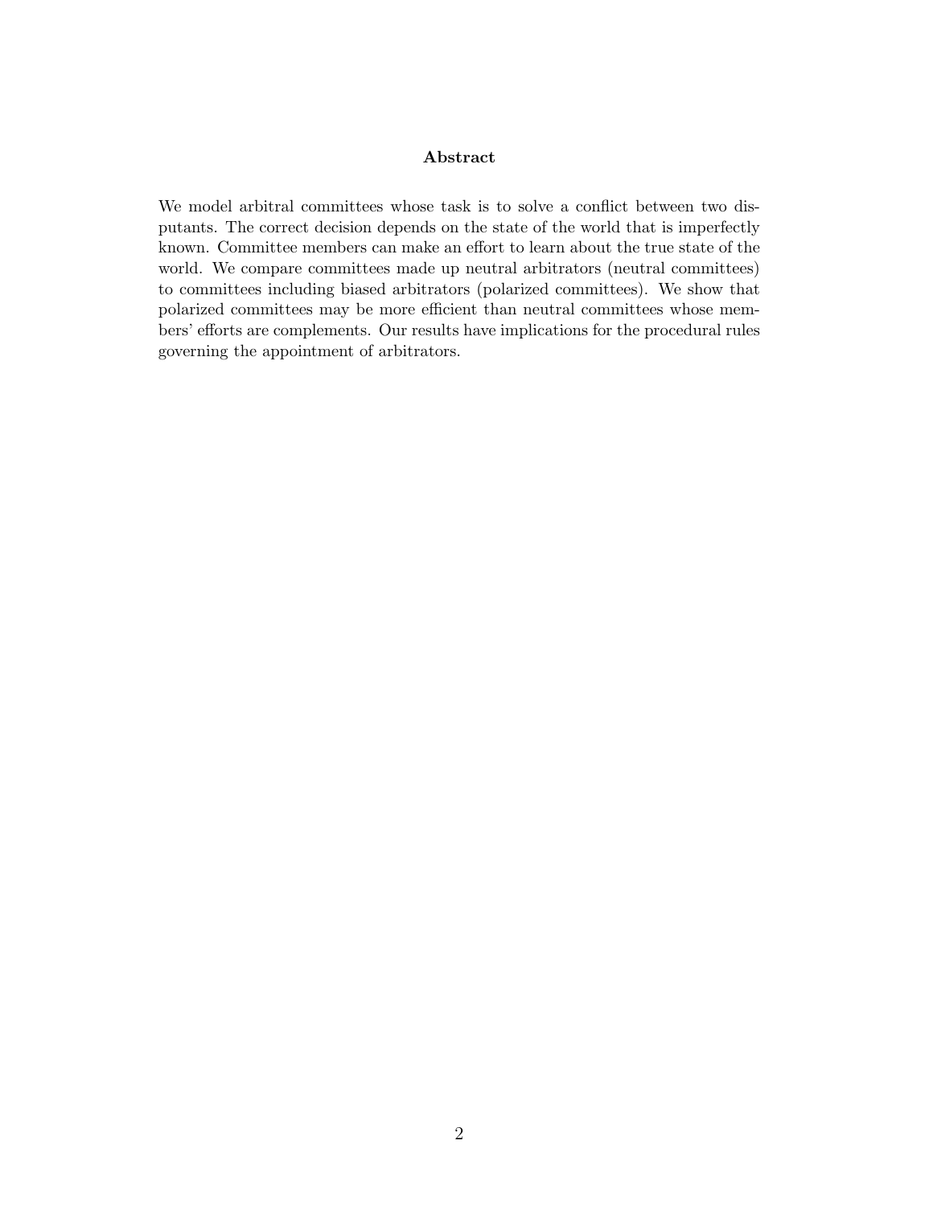## Abstract

We model arbitral committees whose task is to solve a conflict between two disputants. The correct decision depends on the state of the world that is imperfectly known. Committee members can make an effort to learn about the true state of the world. We compare committees made up neutral arbitrators (neutral committees) to committees including biased arbitrators (polarized committees). We show that polarized committees may be more efficient than neutral committees whose members' efforts are complements. Our results have implications for the procedural rules governing the appointment of arbitrators.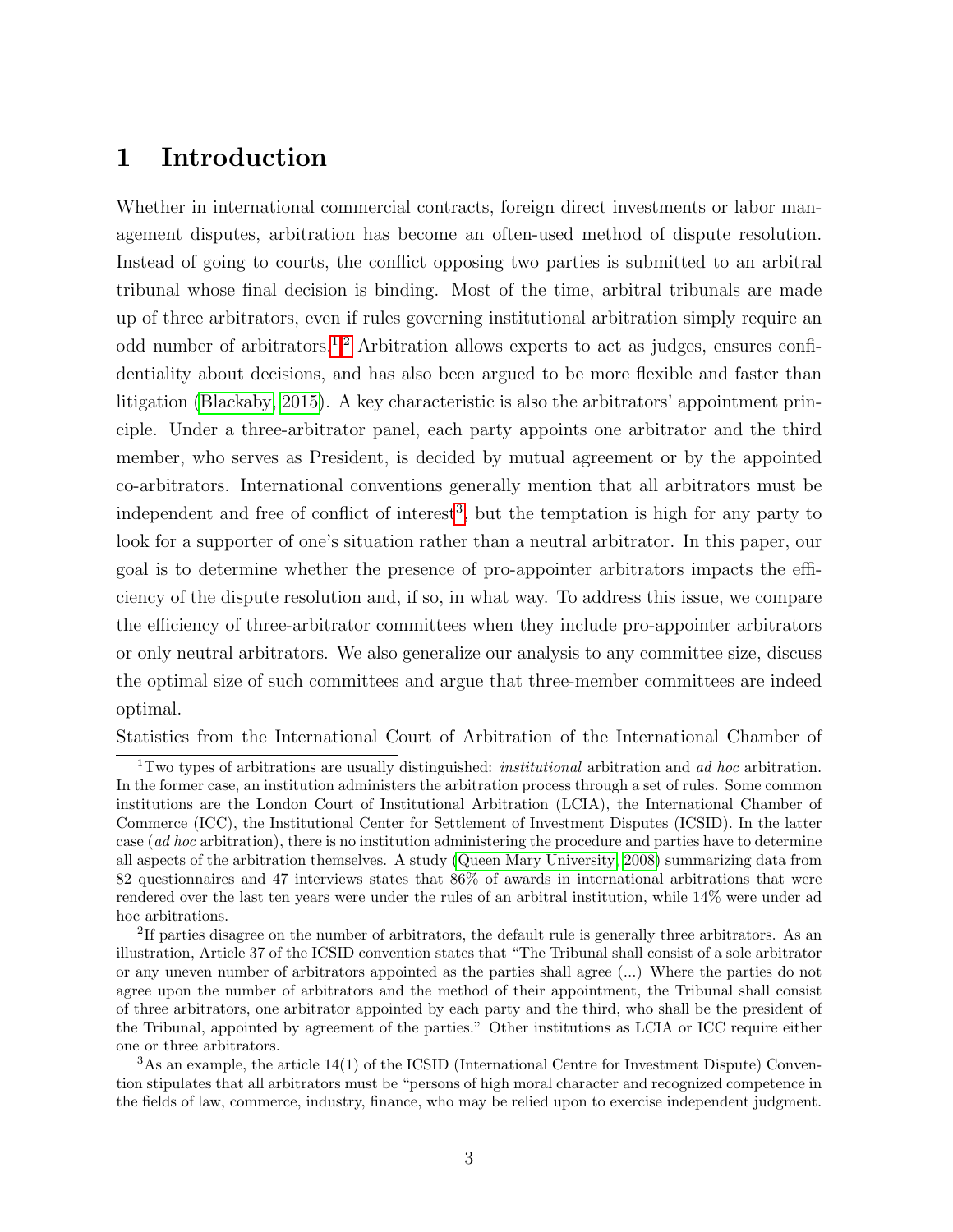# 1 Introduction

Whether in international commercial contracts, foreign direct investments or labor management disputes, arbitration has become an often-used method of dispute resolution. Instead of going to courts, the conflict opposing two parties is submitted to an arbitral tribunal whose final decision is binding. Most of the time, arbitral tribunals are made up of three arbitrators, even if rules governing institutional arbitration simply require an odd number of arbitrators.[1][2] Arbitration allows experts to act as judges, ensures confidentiality about decisions, and has also been argued to be more flexible and faster than litigation (Blackaby, 2015). A key characteristic is also the arbitrators' appointment principle. Under a three-arbitrator panel, each party appoints one arbitrator and the third member, who serves as President, is decided by mutual agreement or by the appointed co-arbitrators. International conventions generally mention that all arbitrators must be independent and free of conflict of interest[3], but the temptation is high for any party to look for a supporter of one's situation rather than a neutral arbitrator. In this paper, our goal is to determine whether the presence of pro-appointer arbitrators impacts the efficiency of the dispute resolution and, if so, in what way. To address this issue, we compare the efficiency of three-arbitrator committees when they include pro-appointer arbitrators or only neutral arbitrators. We also generalize our analysis to any committee size, discuss the optimal size of such committees and argue that three-member committees are indeed optimal.

Statistics from the International Court of Arbitration of the International Chamber of

[1] Two types of arbitrations are usually distinguished: *institutional* arbitration and *ad hoc* arbitration. In the former case, an institution administers the arbitration process through a set of rules. Some common institutions are the London Court of Institutional Arbitration (LCIA), the International Chamber of Commerce (ICC), the Institutional Center for Settlement of Investment Disputes (ICSID). In the latter case (*ad hoc* arbitration), there is no institution administering the procedure and parties have to determine all aspects of the arbitration themselves. A study (Queen Mary University, 2008) summarizing data from 82 questionnaires and 47 interviews states that 86% of awards in international arbitrations that were rendered over the last ten years were under the rules of an arbitral institution, while 14% were under ad hoc arbitrations.

[2] If parties disagree on the number of arbitrators, the default rule is generally three arbitrators. As an illustration, Article 37 of the ICSID convention states that "The Tribunal shall consist of a sole arbitrator or any uneven number of arbitrators appointed as the parties shall agree (...) Where the parties do not agree upon the number of arbitrators and the method of their appointment, the Tribunal shall consist of three arbitrators, one arbitrator appointed by each party and the third, who shall be the president of the Tribunal, appointed by agreement of the parties." Other institutions as LCIA or ICC require either one or three arbitrators.

[3] As an example, the article 14(1) of the ICSID (International Centre for Investment Dispute) Convention stipulates that all arbitrators must be "persons of high moral character and recognized competence in the fields of law, commerce, industry, finance, who may be relied upon to exercise independent judgment.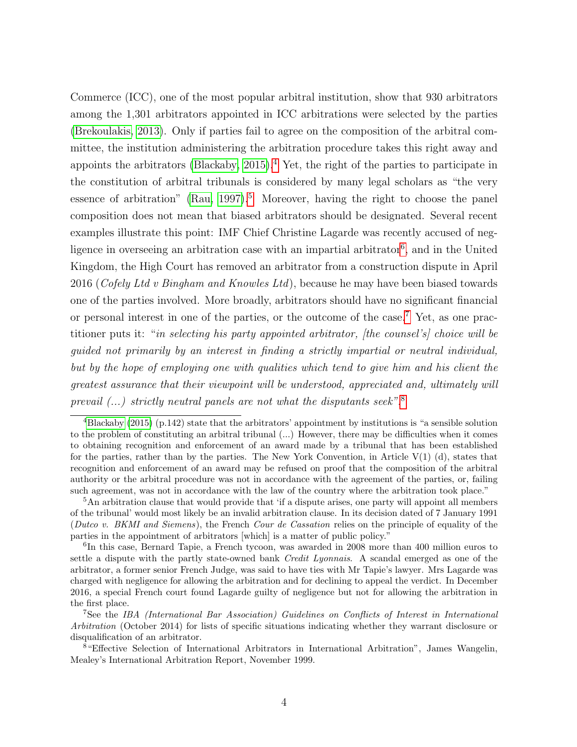Commerce (ICC), one of the most popular arbitral institution, show that 930 arbitrators among the 1,301 arbitrators appointed in ICC arbitrations were selected by the parties (Brekoulakis, 2013). Only if parties fail to agree on the composition of the arbitral committee, the institution administering the arbitration procedure takes this right away and appoints the arbitrators (Blackaby, 2015).[4] Yet, the right of the parties to participate in the constitution of arbitral tribunals is considered by many legal scholars as "the very essence of arbitration" (Rau, 1997).[5] Moreover, having the right to choose the panel composition does not mean that biased arbitrators should be designated. Several recent examples illustrate this point: IMF Chief Christine Lagarde was recently accused of negligence in overseeing an arbitration case with an impartial arbitrator[6], and in the United Kingdom, the High Court has removed an arbitrator from a construction dispute in April 2016 (*Cofely Ltd v Bingham and Knowles Ltd*), because he may have been biased towards one of the parties involved. More broadly, arbitrators should have no significant financial or personal interest in one of the parties, or the outcome of the case.[7] Yet, as one practitioner puts it: "*in selecting his party appointed arbitrator, [the counsel's] choice will be guided not primarily by an interest in finding a strictly impartial or neutral individual, but by the hope of employing one with qualities which tend to give him and his client the greatest assurance that their viewpoint will be understood, appreciated and, ultimately will prevail (...) strictly neutral panels are not what the disputants seek*".[8]

---

[4] Blackaby (2015) (p.142) state that the arbitrators' appointment by institutions is "a sensible solution to the problem of constituting an arbitral tribunal (...) However, there may be difficulties when it comes to obtaining recognition and enforcement of an award made by a tribunal that has been established for the parties, rather than by the parties. The New York Convention, in Article V(1) (d), states that recognition and enforcement of an award may be refused on proof that the composition of the arbitral authority or the arbitral procedure was not in accordance with the agreement of the parties, or, failing such agreement, was not in accordance with the law of the country where the arbitration took place."

[5] An arbitration clause that would provide that 'if a dispute arises, one party will appoint all members of the tribunal' would most likely be an invalid arbitration clause. In its decision dated of 7 January 1991 (*Dutco v. BKMI and Siemens*), the French *Cour de Cassation* relies on the principle of equality of the parties in the appointment of arbitrators [which] is a matter of public policy."

[6] In this case, Bernard Tapie, a French tycoon, was awarded in 2008 more than 400 million euros to settle a dispute with the partly state-owned bank *Credit Lyonnais*. A scandal emerged as one of the arbitrator, a former senior French Judge, was said to have ties with Mr Tapie's lawyer. Mrs Lagarde was charged with negligence for allowing the arbitration and for declining to appeal the verdict. In December 2016, a special French court found Lagarde guilty of negligence but not for allowing the arbitration in the first place.

[7] See the *IBA (International Bar Association) Guidelines on Conflicts of Interest in International Arbitration* (October 2014) for lists of specific situations indicating whether they warrant disclosure or disqualification of an arbitrator.

[8] "Effective Selection of International Arbitrators in International Arbitration", James Wangelin, Mealey's International Arbitration Report, November 1999.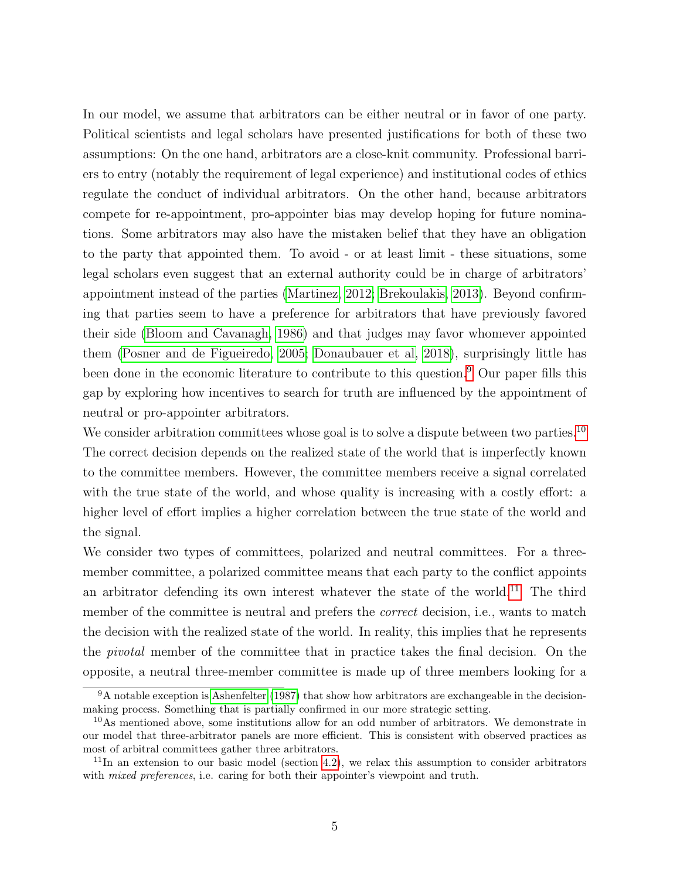In our model, we assume that arbitrators can be either neutral or in favor of one party. Political scientists and legal scholars have presented justifications for both of these two assumptions: On the one hand, arbitrators are a close-knit community. Professional barriers to entry (notably the requirement of legal experience) and institutional codes of ethics regulate the conduct of individual arbitrators. On the other hand, because arbitrators compete for re-appointment, pro-appointer bias may develop hoping for future nominations. Some arbitrators may also have the mistaken belief that they have an obligation to the party that appointed them. To avoid - or at least limit - these situations, some legal scholars even suggest that an external authority could be in charge of arbitrators' appointment instead of the parties (Martinez, 2012; Brekoulakis, 2013). Beyond confirming that parties seem to have a preference for arbitrators that have previously favored their side (Bloom and Cavanagh, 1986) and that judges may favor whomever appointed them (Posner and de Figueiredo, 2005; Donaubauer et al, 2018), surprisingly little has been done in the economic literature to contribute to this question.[9] Our paper fills this gap by exploring how incentives to search for truth are influenced by the appointment of neutral or pro-appointer arbitrators.

We consider arbitration committees whose goal is to solve a dispute between two parties.[10] The correct decision depends on the realized state of the world that is imperfectly known to the committee members. However, the committee members receive a signal correlated with the true state of the world, and whose quality is increasing with a costly effort: a higher level of effort implies a higher correlation between the true state of the world and the signal.

We consider two types of committees, polarized and neutral committees. For a three-member committee, a polarized committee means that each party to the conflict appoints an arbitrator defending its own interest whatever the state of the world.[11] The third member of the committee is neutral and prefers the *correct* decision, i.e., wants to match the decision with the realized state of the world. In reality, this implies that he represents the *pivotal* member of the committee that in practice takes the final decision. On the opposite, a neutral three-member committee is made up of three members looking for a

[9] A notable exception is Ashenfelter (1987) that show how arbitrators are exchangeable in the decision-making process. Something that is partially confirmed in our more strategic setting.

[10] As mentioned above, some institutions allow for an odd number of arbitrators. We demonstrate in our model that three-arbitrator panels are more efficient. This is consistent with observed practices as most of arbitral committees gather three arbitrators.

[11] In an extension to our basic model (section 4.2), we relax this assumption to consider arbitrators with *mixed preferences*, i.e. caring for both their appointer's viewpoint and truth.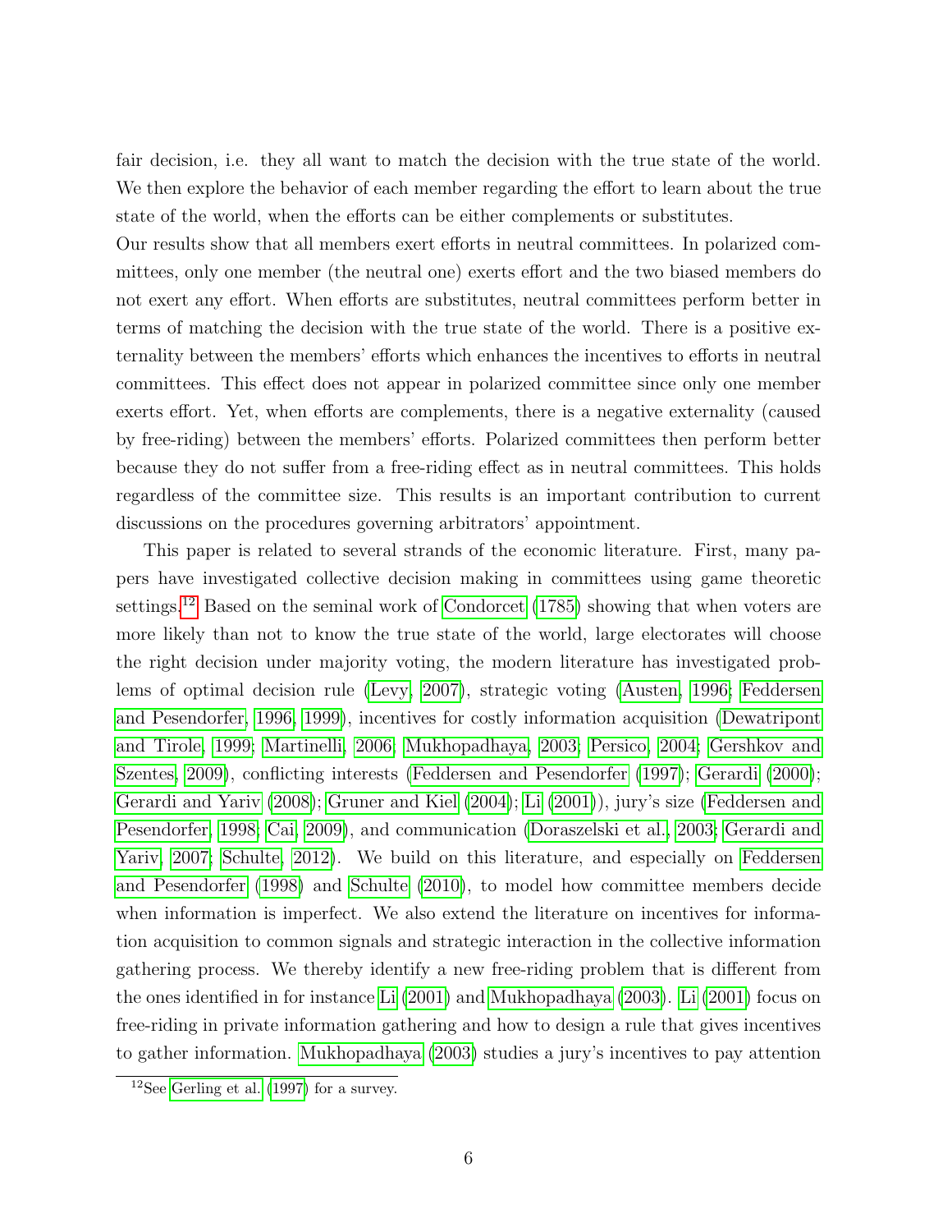fair decision, i.e. they all want to match the decision with the true state of the world. We then explore the behavior of each member regarding the effort to learn about the true state of the world, when the efforts can be either complements or substitutes.
Our results show that all members exert efforts in neutral committees. In polarized committees, only one member (the neutral one) exerts effort and the two biased members do not exert any effort. When efforts are substitutes, neutral committees perform better in terms of matching the decision with the true state of the world. There is a positive externality between the members' efforts which enhances the incentives to efforts in neutral committees. This effect does not appear in polarized committee since only one member exerts effort. Yet, when efforts are complements, there is a negative externality (caused by free-riding) between the members' efforts. Polarized committees then perform better because they do not suffer from a free-riding effect as in neutral committees. This holds regardless of the committee size. This results is an important contribution to current discussions on the procedures governing arbitrators' appointment.

This paper is related to several strands of the economic literature. First, many papers have investigated collective decision making in committees using game theoretic settings.[12] Based on the seminal work of Condorcet (1785) showing that when voters are more likely than not to know the true state of the world, large electorates will choose the right decision under majority voting, the modern literature has investigated problems of optimal decision rule (Levy, 2007), strategic voting (Austen, 1996; Feddersen and Pesendorfer, 1996, 1999), incentives for costly information acquisition (Dewatripont and Tirole, 1999; Martinelli, 2006; Mukhopadhaya, 2003; Persico, 2004; Gershkov and Szentes, 2009), conflicting interests (Feddersen and Pesendorfer (1997); Gerardi (2000); Gerardi and Yariv (2008); Gruner and Kiel (2004); Li (2001)), jury's size (Feddersen and Pesendorfer, 1998; Cai, 2009), and communication (Doraszelski et al., 2003; Gerardi and Yariv, 2007; Schulte, 2012). We build on this literature, and especially on Feddersen and Pesendorfer (1998) and Schulte (2010), to model how committee members decide when information is imperfect. We also extend the literature on incentives for information acquisition to common signals and strategic interaction in the collective information gathering process. We thereby identify a new free-riding problem that is different from the ones identified in for instance Li (2001) and Mukhopadhaya (2003). Li (2001) focus on free-riding in private information gathering and how to design a rule that gives incentives to gather information. Mukhopadhaya (2003) studies a jury's incentives to pay attention

[12] See Gerling et al. (1997) for a survey.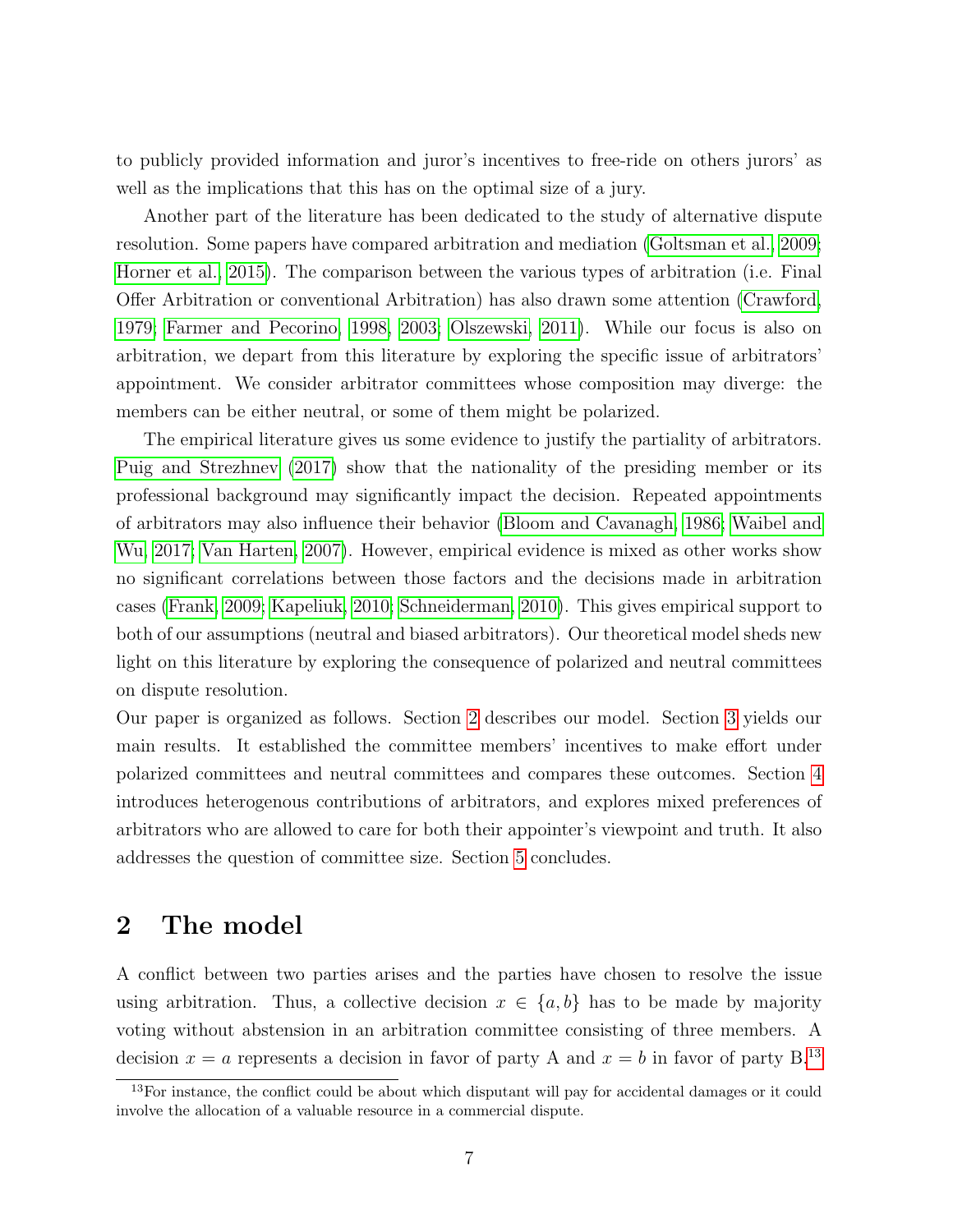to publicly provided information and juror's incentives to free-ride on others jurors' as well as the implications that this has on the optimal size of a jury.

Another part of the literature has been dedicated to the study of alternative dispute resolution. Some papers have compared arbitration and mediation (Goltsman et al., 2009; Horner et al., 2015). The comparison between the various types of arbitration (i.e. Final Offer Arbitration or conventional Arbitration) has also drawn some attention (Crawford, 1979; Farmer and Pecorino, 1998, 2003; Olszewski, 2011). While our focus is also on arbitration, we depart from this literature by exploring the specific issue of arbitrators' appointment. We consider arbitrator committees whose composition may diverge: the members can be either neutral, or some of them might be polarized.

The empirical literature gives us some evidence to justify the partiality of arbitrators. Puig and Strezhnev (2017) show that the nationality of the presiding member or its professional background may significantly impact the decision. Repeated appointments of arbitrators may also influence their behavior (Bloom and Cavanagh, 1986; Waibel and Wu, 2017; Van Harten, 2007). However, empirical evidence is mixed as other works show no significant correlations between those factors and the decisions made in arbitration cases (Frank, 2009; Kapeliuk, 2010; Schneiderman, 2010). This gives empirical support to both of our assumptions (neutral and biased arbitrators). Our theoretical model sheds new light on this literature by exploring the consequence of polarized and neutral committees on dispute resolution.

Our paper is organized as follows. Section 2 describes our model. Section 3 yields our main results. It established the committee members' incentives to make effort under polarized committees and neutral committees and compares these outcomes. Section 4 introduces heterogenous contributions of arbitrators, and explores mixed preferences of arbitrators who are allowed to care for both their appointer's viewpoint and truth. It also addresses the question of committee size. Section 5 concludes.

## 2 The model

A conflict between two parties arises and the parties have chosen to resolve the issue using arbitration. Thus, a collective decision $x \in \{a, b\}$ has to be made by majority voting without abstension in an arbitration committee consisting of three members. A decision $x = a$ represents a decision in favor of party A and $x = b$ in favor of party B.[13]

[13] For instance, the conflict could be about which disputant will pay for accidental damages or it could involve the allocation of a valuable resource in a commercial dispute.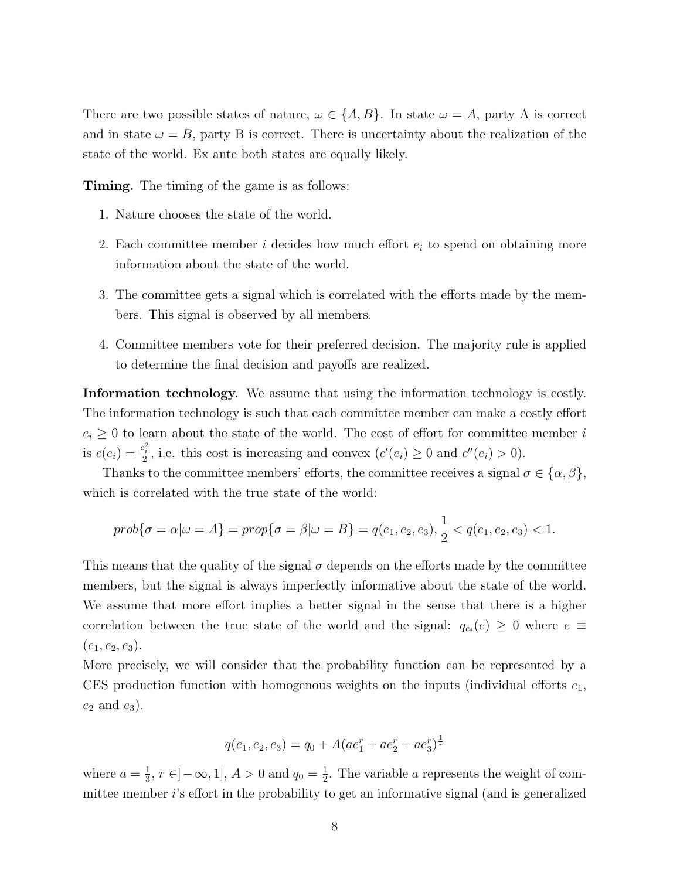There are two possible states of nature, $\omega \in \{A, B\}$. In state $\omega = A$, party A is correct and in state $\omega = B$, party B is correct. There is uncertainty about the realization of the state of the world. Ex ante both states are equally likely.

**Timing.** The timing of the game is as follows:

1. Nature chooses the state of the world.
2. Each committee member $i$ decides how much effort $e_i$ to spend on obtaining more information about the state of the world.
3. The committee gets a signal which is correlated with the efforts made by the members. This signal is observed by all members.
4. Committee members vote for their preferred decision. The majority rule is applied to determine the final decision and payoffs are realized.

**Information technology.** We assume that using the information technology is costly. The information technology is such that each committee member can make a costly effort $e_i \geq 0$ to learn about the state of the world. The cost of effort for committee member $i$ is $c(e_i) = \frac{e_i^2}{2}$, i.e. this cost is increasing and convex ($c'(e_i) \geq 0$ and $c''(e_i) > 0$).

Thanks to the committee members' efforts, the committee receives a signal $\sigma \in \{\alpha, \beta\}$, which is correlated with the true state of the world:

$$prob\{\sigma = \alpha | \omega = A\} = prop\{\sigma = \beta | \omega = B\} = q(e_1, e_2, e_3), \frac{1}{2} < q(e_1, e_2, e_3) < 1.$$

This means that the quality of the signal $\sigma$ depends on the efforts made by the committee members, but the signal is always imperfectly informative about the state of the world. We assume that more effort implies a better signal in the sense that there is a higher correlation between the true state of the world and the signal: $q_{e_i}(e) \geq 0$ where $e \equiv (e_1, e_2, e_3)$.

More precisely, we will consider that the probability function can be represented by a CES production function with homogenous weights on the inputs (individual efforts $e_1$, $e_2$ and $e_3$).

$$q(e_1, e_2, e_3) = q_0 + A(ae_1^r + ae_2^r + ae_3^r)^{\frac{1}{r}}$$

where $a = \frac{1}{3}$, $r \in ]-\infty, 1]$, $A > 0$ and $q_0 = \frac{1}{2}$. The variable $a$ represents the weight of committee member $i$'s effort in the probability to get an informative signal (and is generalized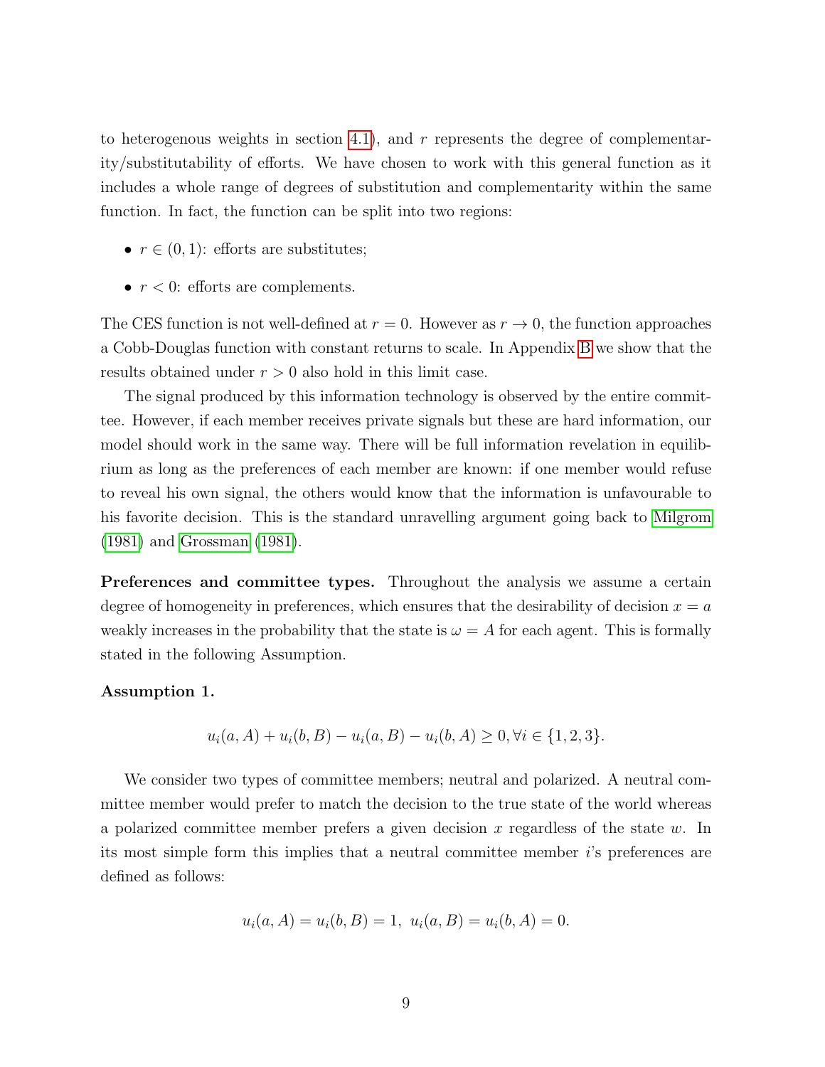to heterogenous weights in section 4.1), and $r$ represents the degree of complementarity/substitutability of efforts. We have chosen to work with this general function as it includes a whole range of degrees of substitution and complementarity within the same function. In fact, the function can be split into two regions:

- $r \in (0, 1)$: efforts are substitutes;
- $r < 0$: efforts are complements.

The CES function is not well-defined at $r = 0$. However as $r \to 0$, the function approaches a Cobb-Douglas function with constant returns to scale. In Appendix B we show that the results obtained under $r > 0$ also hold in this limit case.

The signal produced by this information technology is observed by the entire committee. However, if each member receives private signals but these are hard information, our model should work in the same way. There will be full information revelation in equilibrium as long as the preferences of each member are known: if one member would refuse to reveal his own signal, the others would know that the information is unfavourable to his favorite decision. This is the standard unravelling argument going back to Milgrom (1981) and Grossman (1981).

**Preferences and committee types.** Throughout the analysis we assume a certain degree of homogeneity in preferences, which ensures that the desirability of decision $x = a$ weakly increases in the probability that the state is $\omega = A$ for each agent. This is formally stated in the following Assumption.

**Assumption 1.**

$$u_i(a, A) + u_i(b, B) - u_i(a, B) - u_i(b, A) \geq 0, \forall i \in \{1, 2, 3\}.$$

We consider two types of committee members; neutral and polarized. A neutral committee member would prefer to match the decision to the true state of the world whereas a polarized committee member prefers a given decision $x$ regardless of the state $w$. In its most simple form this implies that a neutral committee member $i$'s preferences are defined as follows:

$$u_i(a, A) = u_i(b, B) = 1, \; u_i(a, B) = u_i(b, A) = 0.$$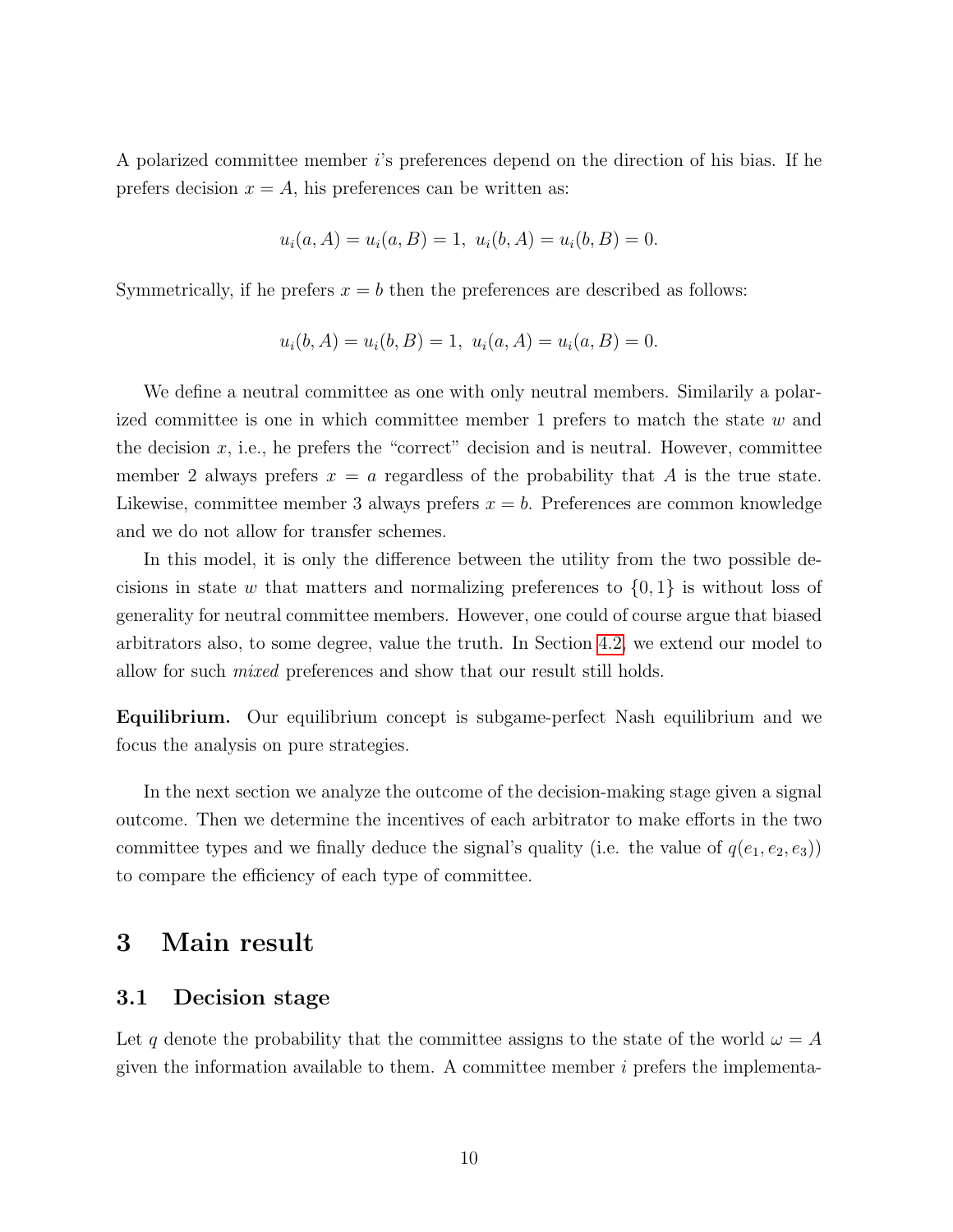A polarized committee member $i$'s preferences depend on the direction of his bias. If he prefers decision $x = A$, his preferences can be written as:

$$u_i(a, A) = u_i(a, B) = 1,\ u_i(b, A) = u_i(b, B) = 0.$$

Symmetrically, if he prefers $x = b$ then the preferences are described as follows:

$$u_i(b, A) = u_i(b, B) = 1,\ u_i(a, A) = u_i(a, B) = 0.$$

We define a neutral committee as one with only neutral members. Similarily a polarized committee is one in which committee member 1 prefers to match the state $w$ and the decision $x$, i.e., he prefers the "correct" decision and is neutral. However, committee member 2 always prefers $x = a$ regardless of the probability that $A$ is the true state. Likewise, committee member 3 always prefers $x = b$. Preferences are common knowledge and we do not allow for transfer schemes.

In this model, it is only the difference between the utility from the two possible decisions in state $w$ that matters and normalizing preferences to $\{0, 1\}$ is without loss of generality for neutral committee members. However, one could of course argue that biased arbitrators also, to some degree, value the truth. In Section 4.2, we extend our model to allow for such *mixed* preferences and show that our result still holds.

**Equilibrium.** Our equilibrium concept is subgame-perfect Nash equilibrium and we focus the analysis on pure strategies.

In the next section we analyze the outcome of the decision-making stage given a signal outcome. Then we determine the incentives of each arbitrator to make efforts in the two committee types and we finally deduce the signal's quality (i.e. the value of $q(e_1, e_2, e_3)$) to compare the efficiency of each type of committee.

# 3 Main result

## 3.1 Decision stage

Let $q$ denote the probability that the committee assigns to the state of the world $\omega = A$ given the information available to them. A committee member $i$ prefers the implementa-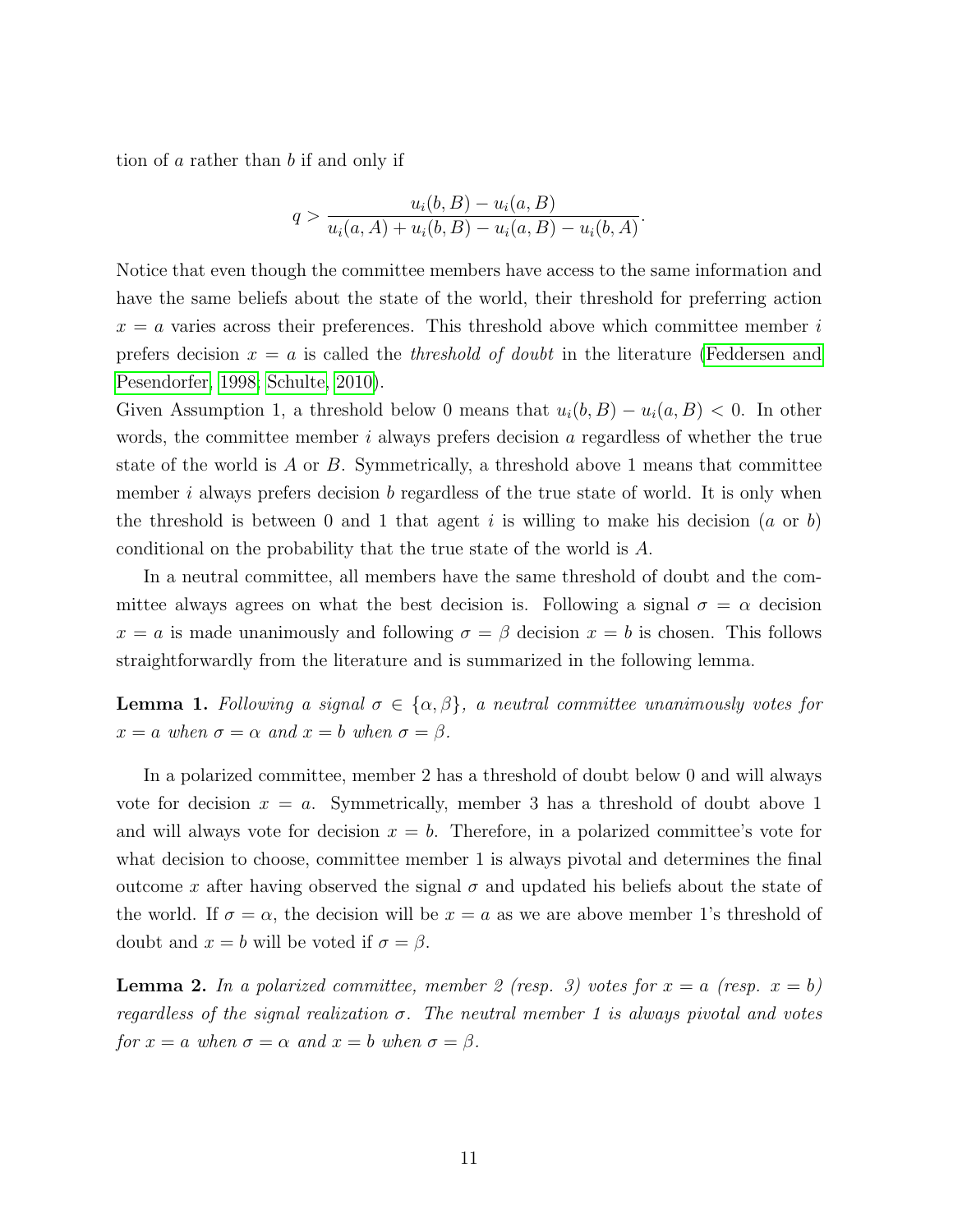tion of $a$ rather than $b$ if and only if

$$q > \frac{u_i(b,B) - u_i(a,B)}{u_i(a,A) + u_i(b,B) - u_i(a,B) - u_i(b,A)}.$$

Notice that even though the committee members have access to the same information and have the same beliefs about the state of the world, their threshold for preferring action $x = a$ varies across their preferences. This threshold above which committee member $i$ prefers decision $x = a$ is called the *threshold of doubt* in the literature (Feddersen and Pesendorfer, 1998; Schulte, 2010).

Given Assumption 1, a threshold below 0 means that $u_i(b,B) - u_i(a,B) < 0$. In other words, the committee member $i$ always prefers decision $a$ regardless of whether the true state of the world is $A$ or $B$. Symmetrically, a threshold above 1 means that committee member $i$ always prefers decision $b$ regardless of the true state of world. It is only when the threshold is between 0 and 1 that agent $i$ is willing to make his decision ($a$ or $b$) conditional on the probability that the true state of the world is $A$.

In a neutral committee, all members have the same threshold of doubt and the committee always agrees on what the best decision is. Following a signal $\sigma = \alpha$ decision $x = a$ is made unanimously and following $\sigma = \beta$ decision $x = b$ is chosen. This follows straightforwardly from the literature and is summarized in the following lemma.

**Lemma 1.** *Following a signal $\sigma \in \{\alpha, \beta\}$, a neutral committee unanimously votes for $x = a$ when $\sigma = \alpha$ and $x = b$ when $\sigma = \beta$.*

In a polarized committee, member 2 has a threshold of doubt below 0 and will always vote for decision $x = a$. Symmetrically, member 3 has a threshold of doubt above 1 and will always vote for decision $x = b$. Therefore, in a polarized committee's vote for what decision to choose, committee member 1 is always pivotal and determines the final outcome $x$ after having observed the signal $\sigma$ and updated his beliefs about the state of the world. If $\sigma = \alpha$, the decision will be $x = a$ as we are above member 1's threshold of doubt and $x = b$ will be voted if $\sigma = \beta$.

**Lemma 2.** *In a polarized committee, member 2 (resp. 3) votes for $x = a$ (resp. $x = b$) regardless of the signal realization $\sigma$. The neutral member 1 is always pivotal and votes for $x = a$ when $\sigma = \alpha$ and $x = b$ when $\sigma = \beta$.*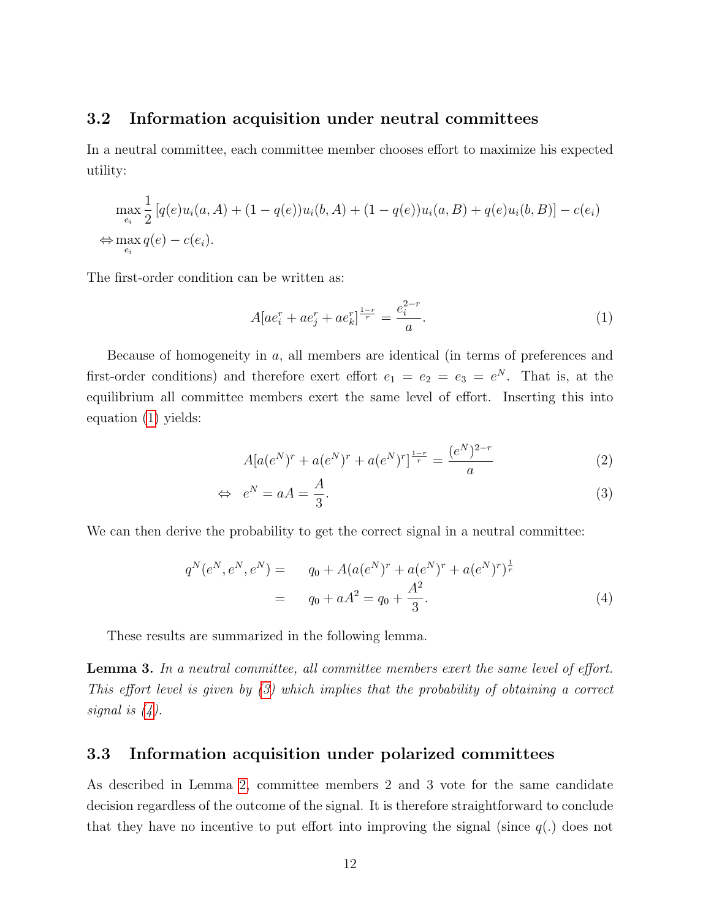### 3.2 Information acquisition under neutral committees

In a neutral committee, each committee member chooses effort to maximize his expected utility:

$$
\begin{aligned}
&\max_{e_i} \frac{1}{2}\left[q(e)u_i(a,A) + (1-q(e))u_i(b,A) + (1-q(e))u_i(a,B) + q(e)u_i(b,B)\right] - c(e_i) \\
\Leftrightarrow &\max_{e_i} q(e) - c(e_i).
\end{aligned}
$$

The first-order condition can be written as:

$$
A[ae_i^r + ae_j^r + ae_k^r]^{\frac{1-r}{r}} = \frac{e_i^{2-r}}{a}. \tag{1}
$$

Because of homogeneity in $a$, all members are identical (in terms of preferences and first-order conditions) and therefore exert effort $e_1 = e_2 = e_3 = e^N$. That is, at the equilibrium all committee members exert the same level of effort. Inserting this into equation (1) yields:

$$
A[a(e^N)^r + a(e^N)^r + a(e^N)^r]^{\frac{1-r}{r}} = \frac{(e^N)^{2-r}}{a} \tag{2}
$$

$$
\Leftrightarrow \quad e^N = aA = \frac{A}{3}. \tag{3}
$$

We can then derive the probability to get the correct signal in a neutral committee:

$$
\begin{aligned}
q^N(e^N, e^N, e^N) = &\quad q_0 + A(a(e^N)^r + a(e^N)^r + a(e^N)^r)^{\frac{1}{r}} \\
= &\quad q_0 + aA^2 = q_0 + \frac{A^2}{3}.
\end{aligned} \tag{4}
$$

These results are summarized in the following lemma.

**Lemma 3.** *In a neutral committee, all committee members exert the same level of effort. This effort level is given by (3) which implies that the probability of obtaining a correct signal is (4).*

### 3.3 Information acquisition under polarized committees

As described in Lemma 2, committee members 2 and 3 vote for the same candidate decision regardless of the outcome of the signal. It is therefore straightforward to conclude that they have no incentive to put effort into improving the signal (since $q(.)$ does not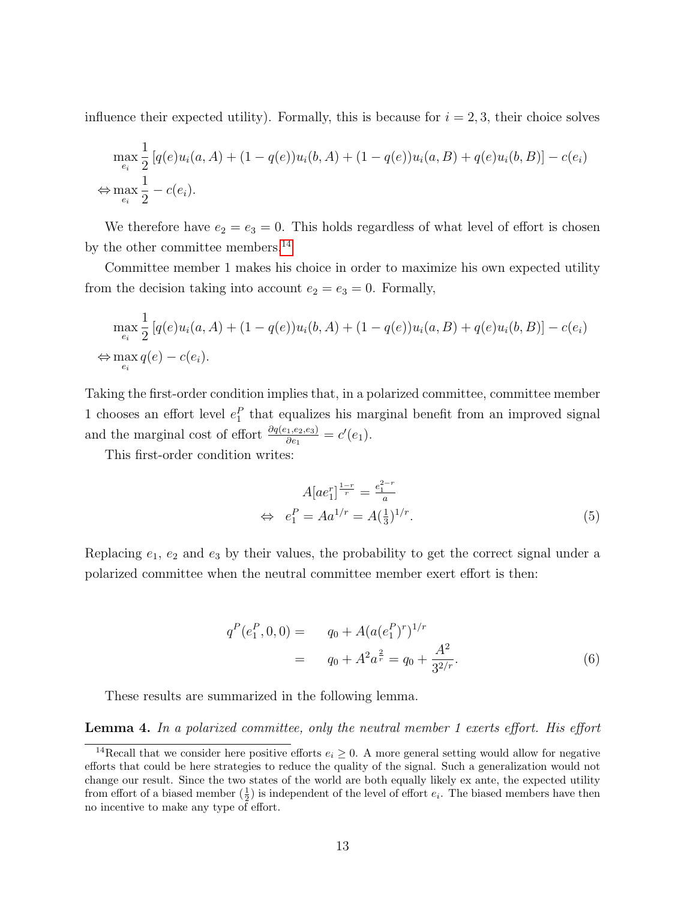influence their expected utility). Formally, this is because for $i = 2, 3$, their choice solves

$$
\begin{aligned}
&\max_{e_i} \frac{1}{2} \left[ q(e)u_i(a, A) + (1 - q(e))u_i(b, A) + (1 - q(e))u_i(a, B) + q(e)u_i(b, B) \right] - c(e_i) \\
\Leftrightarrow &\max_{e_i} \frac{1}{2} - c(e_i).
\end{aligned}
$$

We therefore have $e_2 = e_3 = 0$. This holds regardless of what level of effort is chosen by the other committee members.[14]

Committee member 1 makes his choice in order to maximize his own expected utility from the decision taking into account $e_2 = e_3 = 0$. Formally,

$$
\begin{aligned}
&\max_{e_i} \frac{1}{2} \left[ q(e)u_i(a, A) + (1 - q(e))u_i(b, A) + (1 - q(e))u_i(a, B) + q(e)u_i(b, B) \right] - c(e_i) \\
\Leftrightarrow &\max_{e_i} q(e) - c(e_i).
\end{aligned}
$$

Taking the first-order condition implies that, in a polarized committee, committee member 1 chooses an effort level $e_1^P$ that equalizes his marginal benefit from an improved signal and the marginal cost of effort $\frac{\partial q(e_1, e_2, e_3)}{\partial e_1} = c'(e_1)$.

This first-order condition writes:

$$
\begin{aligned}
& A[ae_1^r]^{\frac{1-r}{r}} = \frac{e_1^{2-r}}{a} \\
\Leftrightarrow \quad & e_1^P = Aa^{1/r} = A(\tfrac{1}{3})^{1/r}.
\end{aligned}
\tag{5}
$$

Replacing $e_1$, $e_2$ and $e_3$ by their values, the probability to get the correct signal under a polarized committee when the neutral committee member exert effort is then:

$$
\begin{aligned}
q^P(e_1^P, 0, 0) = & \quad q_0 + A(a(e_1^P)^r)^{1/r} \\
= & \quad q_0 + A^2 a^{\frac{2}{r}} = q_0 + \frac{A^2}{3^{2/r}}.
\end{aligned}
\tag{6}
$$

These results are summarized in the following lemma.

**Lemma 4.** *In a polarized committee, only the neutral member 1 exerts effort. His effort*

[14] Recall that we consider here positive efforts $e_i \geq 0$. A more general setting would allow for negative efforts that could be here strategies to reduce the quality of the signal. Such a generalization would not change our result. Since the two states of the world are both equally likely ex ante, the expected utility from effort of a biased member ($\frac{1}{2}$) is independent of the level of effort $e_i$. The biased members have then no incentive to make any type of effort.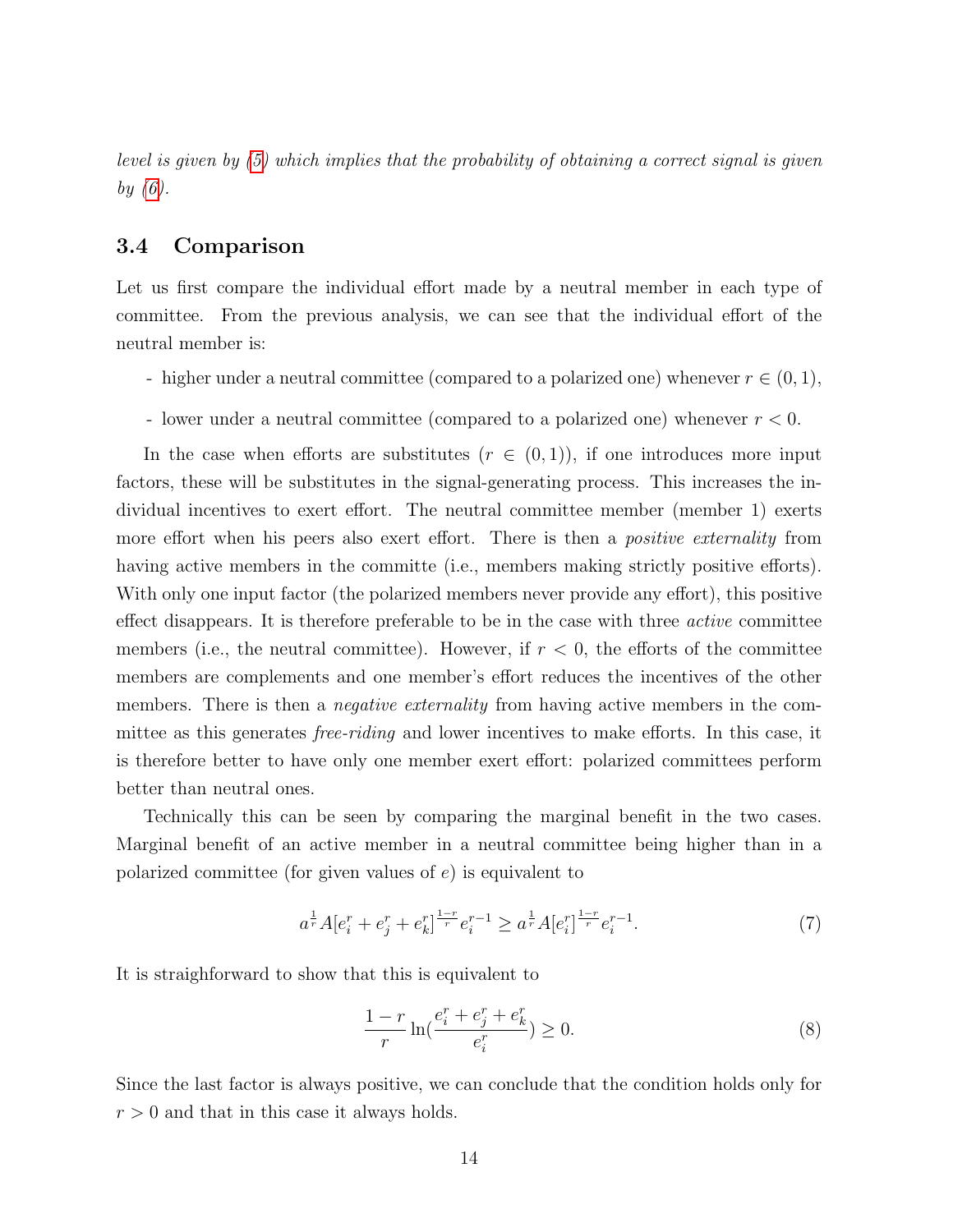*level is given by (5) which implies that the probability of obtaining a correct signal is given by (6).*

### 3.4 Comparison

Let us first compare the individual effort made by a neutral member in each type of committee. From the previous analysis, we can see that the individual effort of the neutral member is:

- higher under a neutral committee (compared to a polarized one) whenever $r \in (0, 1)$,
- lower under a neutral committee (compared to a polarized one) whenever $r < 0$.

In the case when efforts are substitutes ($r \in (0, 1)$), if one introduces more input factors, these will be substitutes in the signal-generating process. This increases the individual incentives to exert effort. The neutral committee member (member 1) exerts more effort when his peers also exert effort. There is then a *positive externality* from having active members in the committe (i.e., members making strictly positive efforts). With only one input factor (the polarized members never provide any effort), this positive effect disappears. It is therefore preferable to be in the case with three *active* committee members (i.e., the neutral committee). However, if $r < 0$, the efforts of the committee members are complements and one member's effort reduces the incentives of the other members. There is then a *negative externality* from having active members in the committee as this generates *free-riding* and lower incentives to make efforts. In this case, it is therefore better to have only one member exert effort: polarized committees perform better than neutral ones.

Technically this can be seen by comparing the marginal benefit in the two cases. Marginal benefit of an active member in a neutral committee being higher than in a polarized committee (for given values of $e$) is equivalent to

$$a^{\frac{1}{r}} A[e_i^r + e_j^r + e_k^r]^{\frac{1-r}{r}} e_i^{r-1} \geq a^{\frac{1}{r}} A[e_i^r]^{\frac{1-r}{r}} e_i^{r-1}. \tag{7}$$

It is straighforward to show that this is equivalent to

$$\frac{1-r}{r} \ln\left(\frac{e_i^r + e_j^r + e_k^r}{e_i^r}\right) \geq 0. \tag{8}$$

Since the last factor is always positive, we can conclude that the condition holds only for $r > 0$ and that in this case it always holds.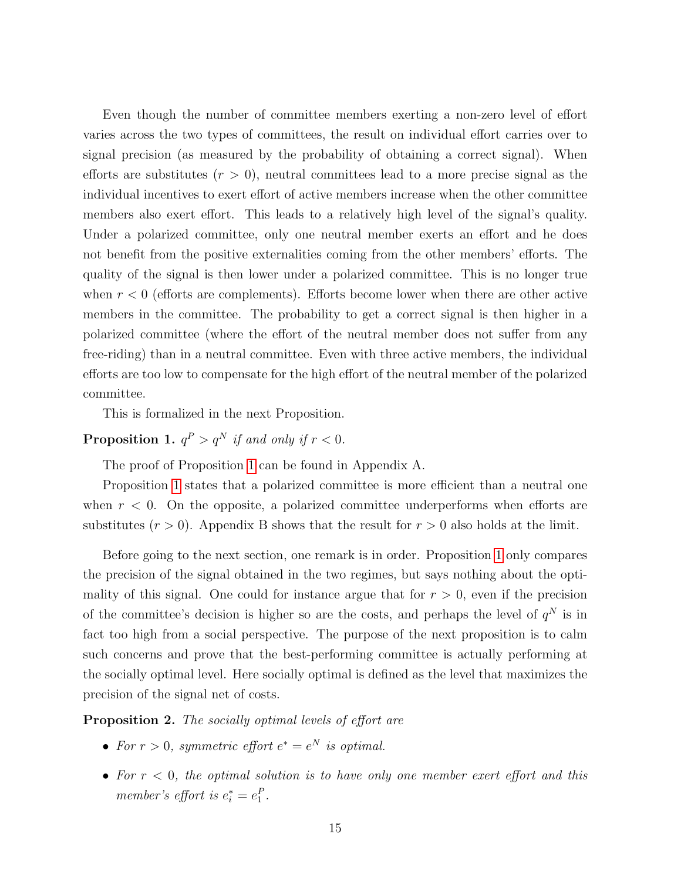Even though the number of committee members exerting a non-zero level of effort varies across the two types of committees, the result on individual effort carries over to signal precision (as measured by the probability of obtaining a correct signal). When efforts are substitutes ($r > 0$), neutral committees lead to a more precise signal as the individual incentives to exert effort of active members increase when the other committee members also exert effort. This leads to a relatively high level of the signal's quality. Under a polarized committee, only one neutral member exerts an effort and he does not benefit from the positive externalities coming from the other members' efforts. The quality of the signal is then lower under a polarized committee. This is no longer true when $r < 0$ (efforts are complements). Efforts become lower when there are other active members in the committee. The probability to get a correct signal is then higher in a polarized committee (where the effort of the neutral member does not suffer from any free-riding) than in a neutral committee. Even with three active members, the individual efforts are too low to compensate for the high effort of the neutral member of the polarized committee.

This is formalized in the next Proposition.

**Proposition 1.** *$q^P > q^N$ if and only if $r < 0$.*

The proof of Proposition 1 can be found in Appendix A.

Proposition 1 states that a polarized committee is more efficient than a neutral one when $r < 0$. On the opposite, a polarized committee underperforms when efforts are substitutes ($r > 0$). Appendix B shows that the result for $r > 0$ also holds at the limit.

Before going to the next section, one remark is in order. Proposition 1 only compares the precision of the signal obtained in the two regimes, but says nothing about the optimality of this signal. One could for instance argue that for $r > 0$, even if the precision of the committee's decision is higher so are the costs, and perhaps the level of $q^N$ is in fact too high from a social perspective. The purpose of the next proposition is to calm such concerns and prove that the best-performing committee is actually performing at the socially optimal level. Here socially optimal is defined as the level that maximizes the precision of the signal net of costs.

**Proposition 2.** *The socially optimal levels of effort are*

- *For $r > 0$, symmetric effort $e^* = e^N$ is optimal.*
- *For $r < 0$, the optimal solution is to have only one member exert effort and this member's effort is $e_i^* = e_1^P$.*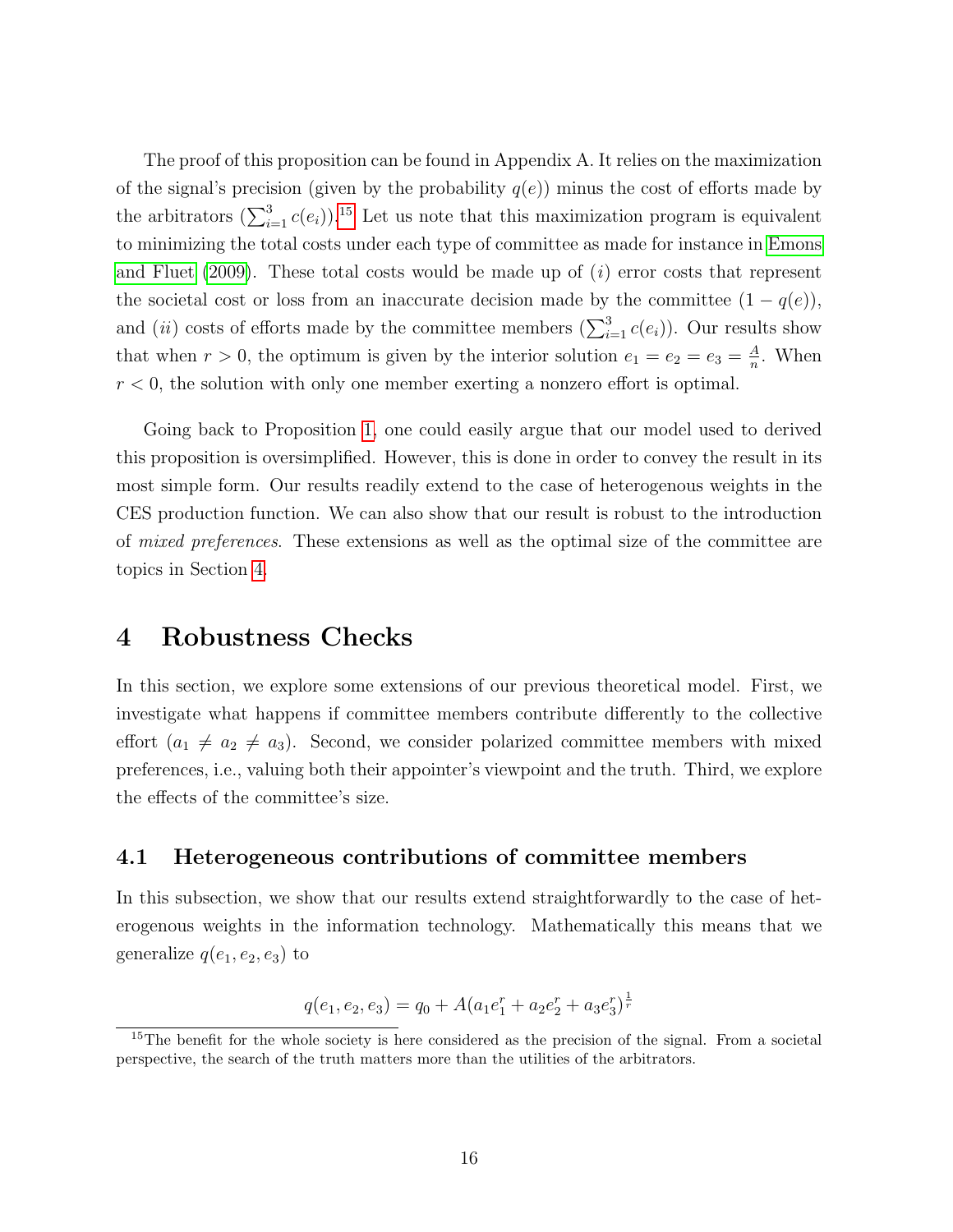The proof of this proposition can be found in Appendix A. It relies on the maximization of the signal's precision (given by the probability $q(e)$) minus the cost of efforts made by the arbitrators ($\sum_{i=1}^{3} c(e_i)$).[15] Let us note that this maximization program is equivalent to minimizing the total costs under each type of committee as made for instance in Emons and Fluet (2009). These total costs would be made up of ($i$) error costs that represent the societal cost or loss from an inaccurate decision made by the committee ($1 - q(e)$), and ($ii$) costs of efforts made by the committee members ($\sum_{i=1}^{3} c(e_i)$). Our results show that when $r > 0$, the optimum is given by the interior solution $e_1 = e_2 = e_3 = \frac{A}{n}$. When $r < 0$, the solution with only one member exerting a nonzero effort is optimal.

Going back to Proposition 1, one could easily argue that our model used to derived this proposition is oversimplified. However, this is done in order to convey the result in its most simple form. Our results readily extend to the case of heterogenous weights in the CES production function. We can also show that our result is robust to the introduction of *mixed preferences*. These extensions as well as the optimal size of the committee are topics in Section 4.

# 4 Robustness Checks

In this section, we explore some extensions of our previous theoretical model. First, we investigate what happens if committee members contribute differently to the collective effort ($a_1 \neq a_2 \neq a_3$). Second, we consider polarized committee members with mixed preferences, i.e., valuing both their appointer's viewpoint and the truth. Third, we explore the effects of the committee's size.

## 4.1 Heterogeneous contributions of committee members

In this subsection, we show that our results extend straightforwardly to the case of heterogenous weights in the information technology. Mathematically this means that we generalize $q(e_1, e_2, e_3)$ to

$$q(e_1, e_2, e_3) = q_0 + A(a_1 e_1^r + a_2 e_2^r + a_3 e_3^r)^{\frac{1}{r}}$$

[15] The benefit for the whole society is here considered as the precision of the signal. From a societal perspective, the search of the truth matters more than the utilities of the arbitrators.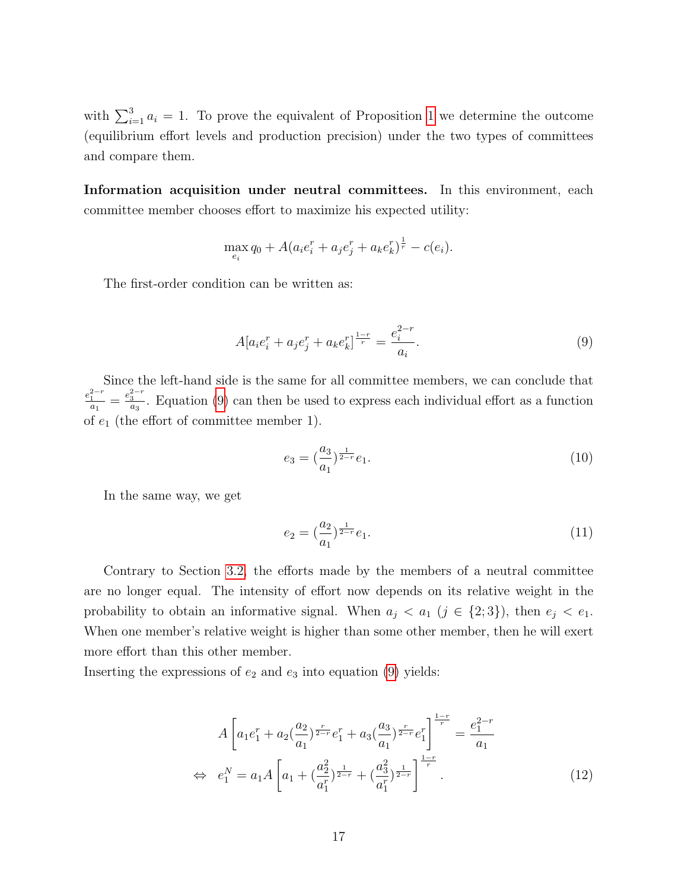with $\sum_{i=1}^{3} a_i = 1$. To prove the equivalent of Proposition 1 we determine the outcome (equilibrium effort levels and production precision) under the two types of committees and compare them.

**Information acquisition under neutral committees.** In this environment, each committee member chooses effort to maximize his expected utility:

$$\max_{e_i} q_0 + A(a_i e_i^r + a_j e_j^r + a_k e_k^r)^{\frac{1}{r}} - c(e_i).$$

The first-order condition can be written as:

$$A[a_i e_i^r + a_j e_j^r + a_k e_k^r]^{\frac{1-r}{r}} = \frac{e_i^{2-r}}{a_i}. \tag{9}$$

Since the left-hand side is the same for all committee members, we can conclude that $\frac{e_1^{2-r}}{a_1} = \frac{e_3^{2-r}}{a_3}$. Equation (9) can then be used to express each individual effort as a function of $e_1$ (the effort of committee member 1).

$$e_3 = (\frac{a_3}{a_1})^{\frac{1}{2-r}} e_1. \tag{10}$$

In the same way, we get

$$e_2 = (\frac{a_2}{a_1})^{\frac{1}{2-r}} e_1. \tag{11}$$

Contrary to Section 3.2, the efforts made by the members of a neutral committee are no longer equal. The intensity of effort now depends on its relative weight in the probability to obtain an informative signal. When $a_j < a_1$ ($j \in \{2;3\}$), then $e_j < e_1$. When one member's relative weight is higher than some other member, then he will exert more effort than this other member.
Inserting the expressions of $e_2$ and $e_3$ into equation (9) yields:

$$A\left[a_1 e_1^r + a_2(\frac{a_2}{a_1})^{\frac{r}{2-r}} e_1^r + a_3(\frac{a_3}{a_1})^{\frac{r}{2-r}} e_1^r\right]^{\frac{1-r}{r}} = \frac{e_1^{2-r}}{a_1}$$

$$\Leftrightarrow \quad e_1^N = a_1 A\left[a_1 + (\frac{a_2^2}{a_1^r})^{\frac{1}{2-r}} + (\frac{a_3^2}{a_1^r})^{\frac{1}{2-r}}\right]^{\frac{1-r}{r}}. \tag{12}$$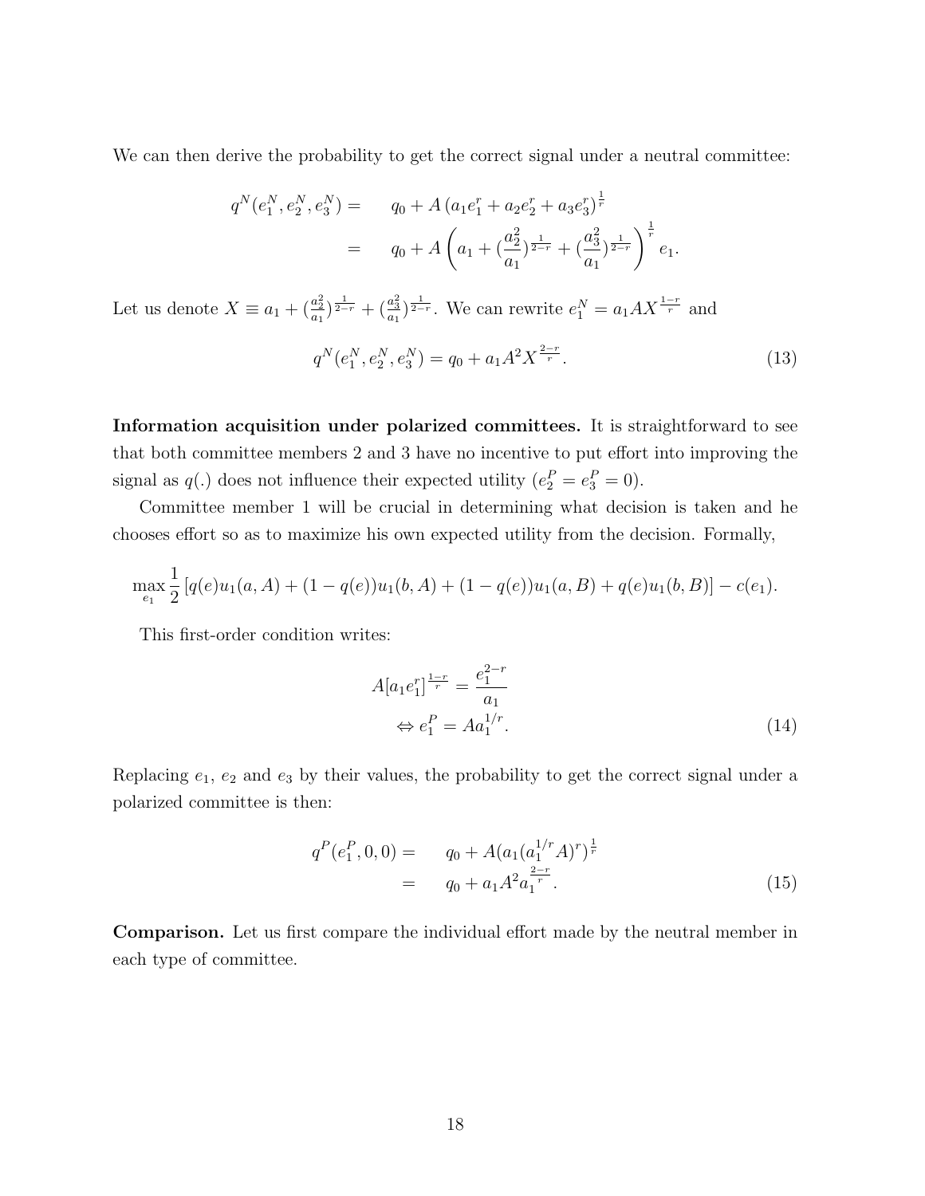We can then derive the probability to get the correct signal under a neutral committee:

$$
\begin{aligned}
q^N(e_1^N, e_2^N, e_3^N) = &\quad q_0 + A\left(a_1 e_1^r + a_2 e_2^r + a_3 e_3^r\right)^{\frac{1}{r}} \\
= &\quad q_0 + A\left(a_1 + (\frac{a_2^2}{a_1})^{\frac{1}{2-r}} + (\frac{a_3^2}{a_1})^{\frac{1}{2-r}}\right)^{\frac{1}{r}} e_1.
\end{aligned}
$$

Let us denote $X \equiv a_1 + (\frac{a_2^2}{a_1})^{\frac{1}{2-r}} + (\frac{a_3^2}{a_1})^{\frac{1}{2-r}}$. We can rewrite $e_1^N = a_1 A X^{\frac{1-r}{r}}$ and

$$
q^N(e_1^N, e_2^N, e_3^N) = q_0 + a_1 A^2 X^{\frac{2-r}{r}}. \tag{13}
$$

**Information acquisition under polarized committees.** It is straightforward to see that both committee members 2 and 3 have no incentive to put effort into improving the signal as $q(.)$ does not influence their expected utility ($e_2^P = e_3^P = 0$).

Committee member 1 will be crucial in determining what decision is taken and he chooses effort so as to maximize his own expected utility from the decision. Formally,

$$
\max_{e_1} \frac{1}{2}\left[q(e)u_1(a,A) + (1-q(e))u_1(b,A) + (1-q(e))u_1(a,B) + q(e)u_1(b,B)\right] - c(e_1).
$$

This first-order condition writes:

$$
\begin{aligned}
A[a_1 e_1^r]^{\frac{1-r}{r}} &= \frac{e_1^{2-r}}{a_1} \\
\Leftrightarrow e_1^P &= A a_1^{1/r}.
\end{aligned} \tag{14}
$$

Replacing $e_1$, $e_2$ and $e_3$ by their values, the probability to get the correct signal under a polarized committee is then:

$$
\begin{aligned}
q^P(e_1^P, 0, 0) = &\quad q_0 + A(a_1(a_1^{1/r}A)^r)^{\frac{1}{r}} \\
= &\quad q_0 + a_1 A^2 a_1^{\frac{2-r}{r}}.
\end{aligned} \tag{15}
$$

**Comparison.** Let us first compare the individual effort made by the neutral member in each type of committee.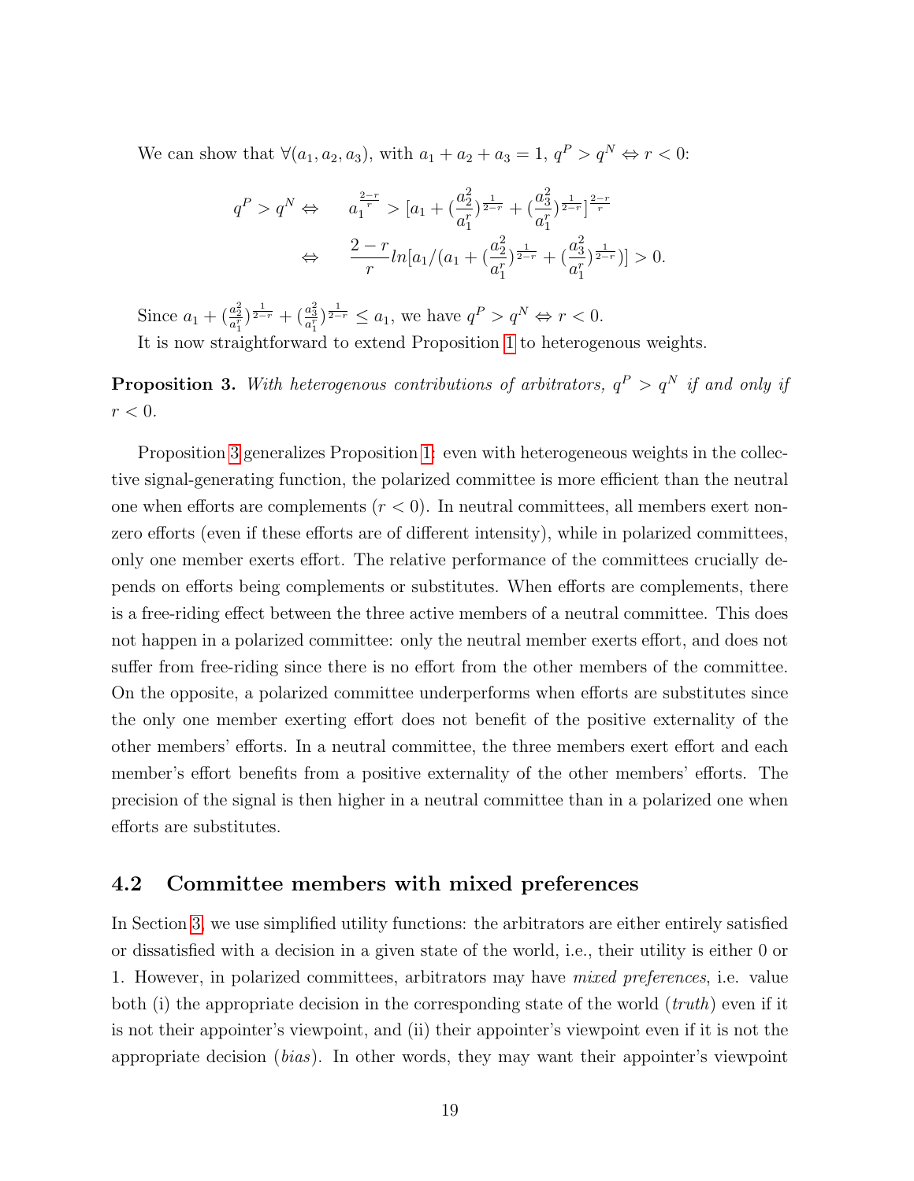We can show that $\forall(a_1, a_2, a_3)$, with $a_1 + a_2 + a_3 = 1$, $q^P > q^N \Leftrightarrow r < 0$:

$$
\begin{aligned}
q^P > q^N \Leftrightarrow \quad & a_1^{\frac{2-r}{r}} > [a_1 + (\frac{a_2^2}{a_1^r})^{\frac{1}{2-r}} + (\frac{a_3^2}{a_1^r})^{\frac{1}{2-r}}]^{\frac{2-r}{r}} \\
\Leftrightarrow \quad & \frac{2-r}{r} ln[a_1/(a_1 + (\frac{a_2^2}{a_1^r})^{\frac{1}{2-r}} + (\frac{a_3^2}{a_1^r})^{\frac{1}{2-r}})] > 0.
\end{aligned}
$$

Since $a_1 + (\frac{a_2^2}{a_1^r})^{\frac{1}{2-r}} + (\frac{a_3^2}{a_1^r})^{\frac{1}{2-r}} \leq a_1$, we have $q^P > q^N \Leftrightarrow r < 0$.

It is now straightforward to extend Proposition 1 to heterogenous weights.

**Proposition 3.** *With heterogenous contributions of arbitrators, $q^P > q^N$ if and only if $r < 0$.*

Proposition 3 generalizes Proposition 1: even with heterogeneous weights in the collective signal-generating function, the polarized committee is more efficient than the neutral one when efforts are complements ($r < 0$). In neutral committees, all members exert non-zero efforts (even if these efforts are of different intensity), while in polarized committees, only one member exerts effort. The relative performance of the committees crucially depends on efforts being complements or substitutes. When efforts are complements, there is a free-riding effect between the three active members of a neutral committee. This does not happen in a polarized committee: only the neutral member exerts effort, and does not suffer from free-riding since there is no effort from the other members of the committee. On the opposite, a polarized committee underperforms when efforts are substitutes since the only one member exerting effort does not benefit of the positive externality of the other members' efforts. In a neutral committee, the three members exert effort and each member's effort benefits from a positive externality of the other members' efforts. The precision of the signal is then higher in a neutral committee than in a polarized one when efforts are substitutes.

## 4.2 Committee members with mixed preferences

In Section 3, we use simplified utility functions: the arbitrators are either entirely satisfied or dissatisfied with a decision in a given state of the world, i.e., their utility is either 0 or 1. However, in polarized committees, arbitrators may have *mixed preferences*, i.e. value both (i) the appropriate decision in the corresponding state of the world (*truth*) even if it is not their appointer's viewpoint, and (ii) their appointer's viewpoint even if it is not the appropriate decision (*bias*). In other words, they may want their appointer's viewpoint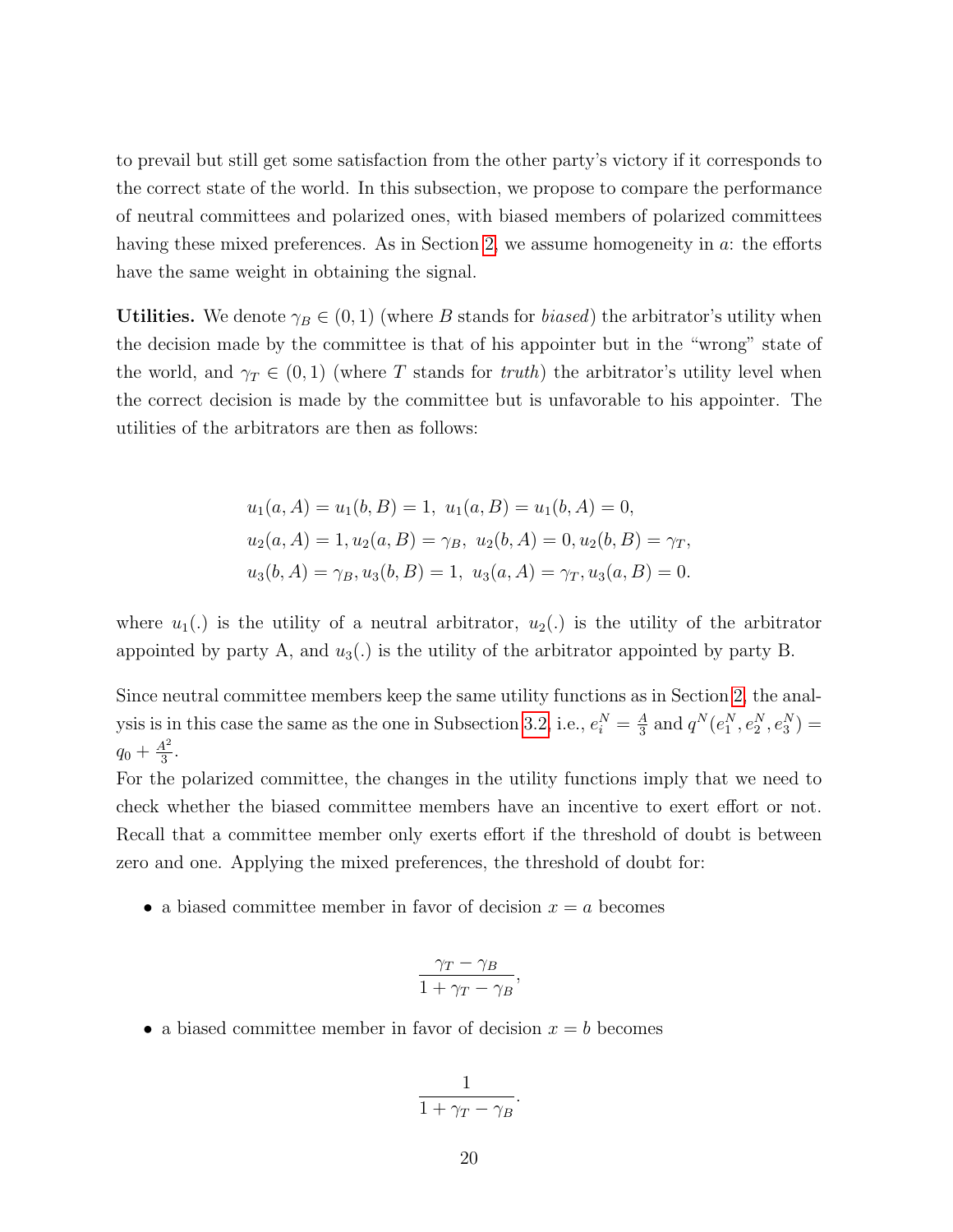to prevail but still get some satisfaction from the other party's victory if it corresponds to the correct state of the world. In this subsection, we propose to compare the performance of neutral committees and polarized ones, with biased members of polarized committees having these mixed preferences. As in Section 2, we assume homogeneity in $a$: the efforts have the same weight in obtaining the signal.

**Utilities.** We denote $\gamma_B \in (0,1)$ (where $B$ stands for *biased*) the arbitrator's utility when the decision made by the committee is that of his appointer but in the "wrong" state of the world, and $\gamma_T \in (0,1)$ (where $T$ stands for *truth*) the arbitrator's utility level when the correct decision is made by the committee but is unfavorable to his appointer. The utilities of the arbitrators are then as follows:

$$
\begin{aligned}
&u_1(a, A) = u_1(b, B) = 1,\ u_1(a, B) = u_1(b, A) = 0,\\
&u_2(a, A) = 1, u_2(a, B) = \gamma_B,\ u_2(b, A) = 0, u_2(b, B) = \gamma_T,\\
&u_3(b, A) = \gamma_B, u_3(b, B) = 1,\ u_3(a, A) = \gamma_T, u_3(a, B) = 0.
\end{aligned}
$$

where $u_1(.)$ is the utility of a neutral arbitrator, $u_2(.)$ is the utility of the arbitrator appointed by party A, and $u_3(.)$ is the utility of the arbitrator appointed by party B.

Since neutral committee members keep the same utility functions as in Section 2, the analysis is in this case the same as the one in Subsection 3.2, i.e., $e_i^N = \frac{A}{3}$ and $q^N(e_1^N, e_2^N, e_3^N) = q_0 + \frac{A^2}{3}$.

For the polarized committee, the changes in the utility functions imply that we need to check whether the biased committee members have an incentive to exert effort or not. Recall that a committee member only exerts effort if the threshold of doubt is between zero and one. Applying the mixed preferences, the threshold of doubt for:

- a biased committee member in favor of decision $x = a$ becomes

$$
\frac{\gamma_T - \gamma_B}{1 + \gamma_T - \gamma_B},
$$

- a biased committee member in favor of decision $x = b$ becomes

$$
\frac{1}{1 + \gamma_T - \gamma_B}.
$$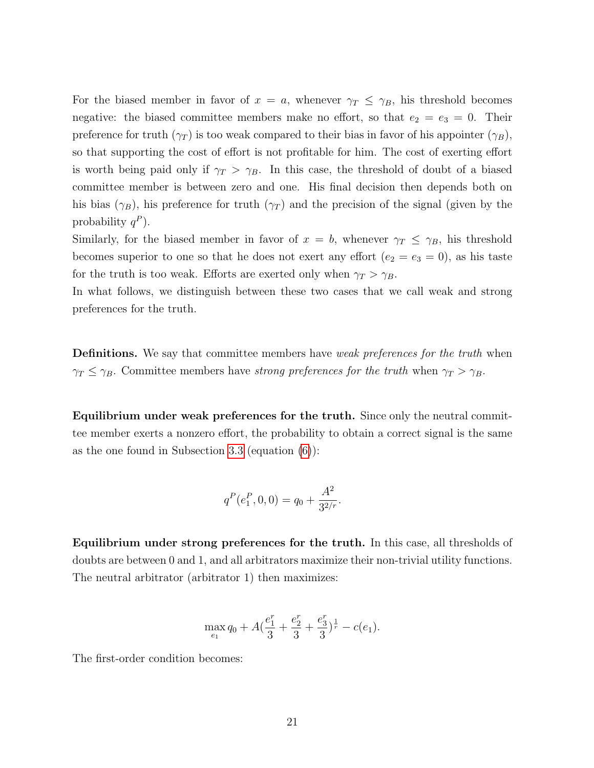For the biased member in favor of $x = a$, whenever $\gamma_T \leq \gamma_B$, his threshold becomes negative: the biased committee members make no effort, so that $e_2 = e_3 = 0$. Their preference for truth ($\gamma_T$) is too weak compared to their bias in favor of his appointer ($\gamma_B$), so that supporting the cost of effort is not profitable for him. The cost of exerting effort is worth being paid only if $\gamma_T > \gamma_B$. In this case, the threshold of doubt of a biased committee member is between zero and one. His final decision then depends both on his bias ($\gamma_B$), his preference for truth ($\gamma_T$) and the precision of the signal (given by the probability $q^P$).

Similarly, for the biased member in favor of $x = b$, whenever $\gamma_T \leq \gamma_B$, his threshold becomes superior to one so that he does not exert any effort ($e_2 = e_3 = 0$), as his taste for the truth is too weak. Efforts are exerted only when $\gamma_T > \gamma_B$.

In what follows, we distinguish between these two cases that we call weak and strong preferences for the truth.

**Definitions.** We say that committee members have *weak preferences for the truth* when $\gamma_T \leq \gamma_B$. Committee members have *strong preferences for the truth* when $\gamma_T > \gamma_B$.

**Equilibrium under weak preferences for the truth.** Since only the neutral committee member exerts a nonzero effort, the probability to obtain a correct signal is the same as the one found in Subsection 3.3 (equation (6)):

$$q^P(e_1^P, 0, 0) = q_0 + \frac{A^2}{3^{2/r}}.$$

**Equilibrium under strong preferences for the truth.** In this case, all thresholds of doubts are between 0 and 1, and all arbitrators maximize their non-trivial utility functions. The neutral arbitrator (arbitrator 1) then maximizes:

$$\max_{e_1} q_0 + A\left(\frac{e_1^r}{3} + \frac{e_2^r}{3} + \frac{e_3^r}{3}\right)^{\frac{1}{r}} - c(e_1).$$

The first-order condition becomes: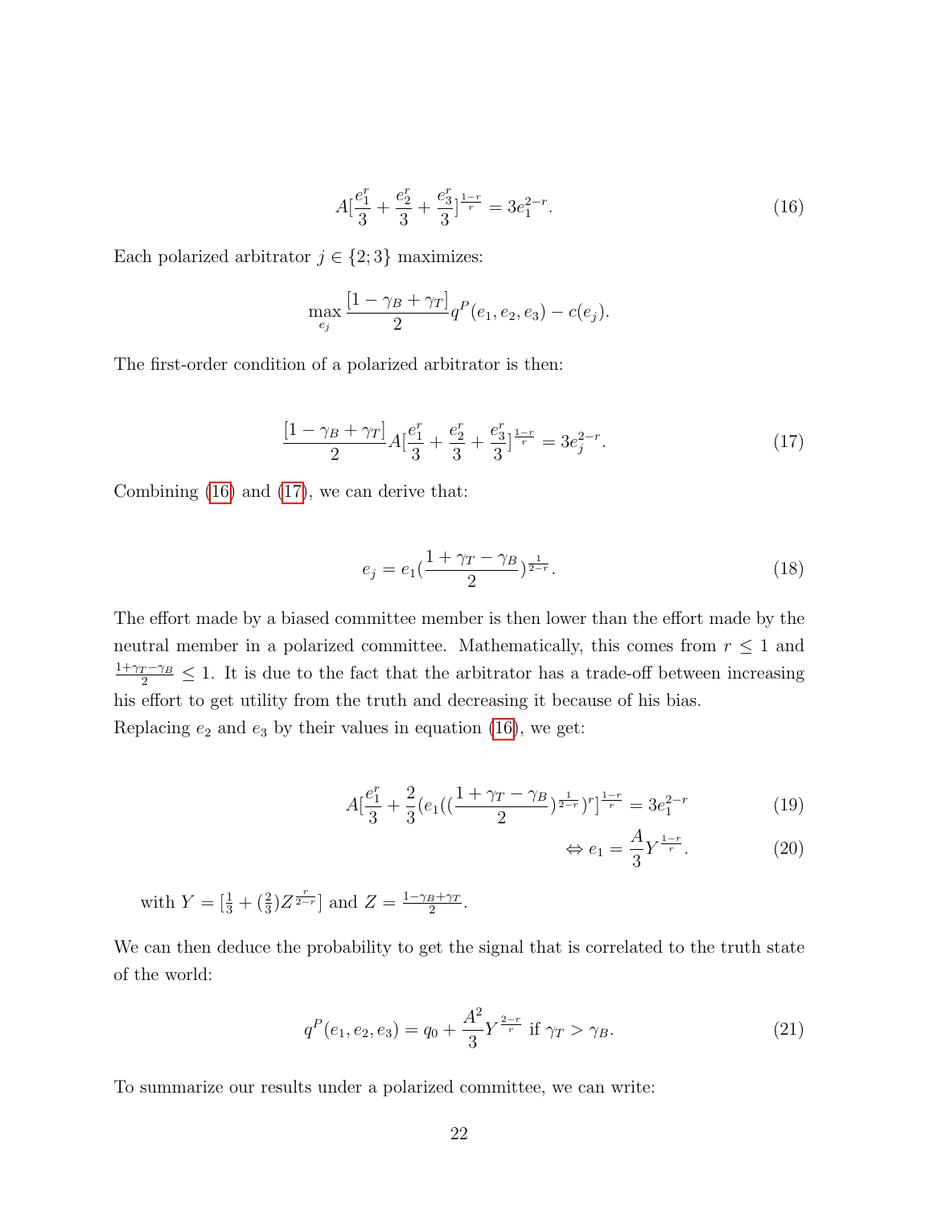$$A[\frac{e_1^r}{3} + \frac{e_2^r}{3} + \frac{e_3^r}{3}]^{\frac{1-r}{r}} = 3e_1^{2-r}. \tag{16}$$

Each polarized arbitrator $j \in \{2;3\}$ maximizes:

$$\max_{e_j} \frac{[1-\gamma_B+\gamma_T]}{2} q^P(e_1,e_2,e_3) - c(e_j).$$

The first-order condition of a polarized arbitrator is then:

$$\frac{[1-\gamma_B+\gamma_T]}{2} A[\frac{e_1^r}{3} + \frac{e_2^r}{3} + \frac{e_3^r}{3}]^{\frac{1-r}{r}} = 3e_j^{2-r}. \tag{17}$$

Combining (16) and (17), we can derive that:

$$e_j = e_1(\frac{1+\gamma_T-\gamma_B}{2})^{\frac{1}{2-r}}. \tag{18}$$

The effort made by a biased committee member is then lower than the effort made by the neutral member in a polarized committee. Mathematically, this comes from $r \leq 1$ and $\frac{1+\gamma_T-\gamma_B}{2} \leq 1$. It is due to the fact that the arbitrator has a trade-off between increasing his effort to get utility from the truth and decreasing it because of his bias.

Replacing $e_2$ and $e_3$ by their values in equation (16), we get:

$$A[\frac{e_1^r}{3} + \frac{2}{3}(e_1((\frac{1+\gamma_T-\gamma_B}{2})^{\frac{1}{2-r}})^r]^{\frac{1-r}{r}} = 3e_1^{2-r} \tag{19}$$

$$\Leftrightarrow e_1 = \frac{A}{3}Y^{\frac{1-r}{r}}. \tag{20}$$

with $Y = [\frac{1}{3} + (\frac{2}{3})Z^{\frac{r}{2-r}}]$ and $Z = \frac{1-\gamma_B+\gamma_T}{2}$.

We can then deduce the probability to get the signal that is correlated to the truth state of the world:

$$q^P(e_1,e_2,e_3) = q_0 + \frac{A^2}{3}Y^{\frac{2-r}{r}} \text{ if } \gamma_T > \gamma_B. \tag{21}$$

To summarize our results under a polarized committee, we can write: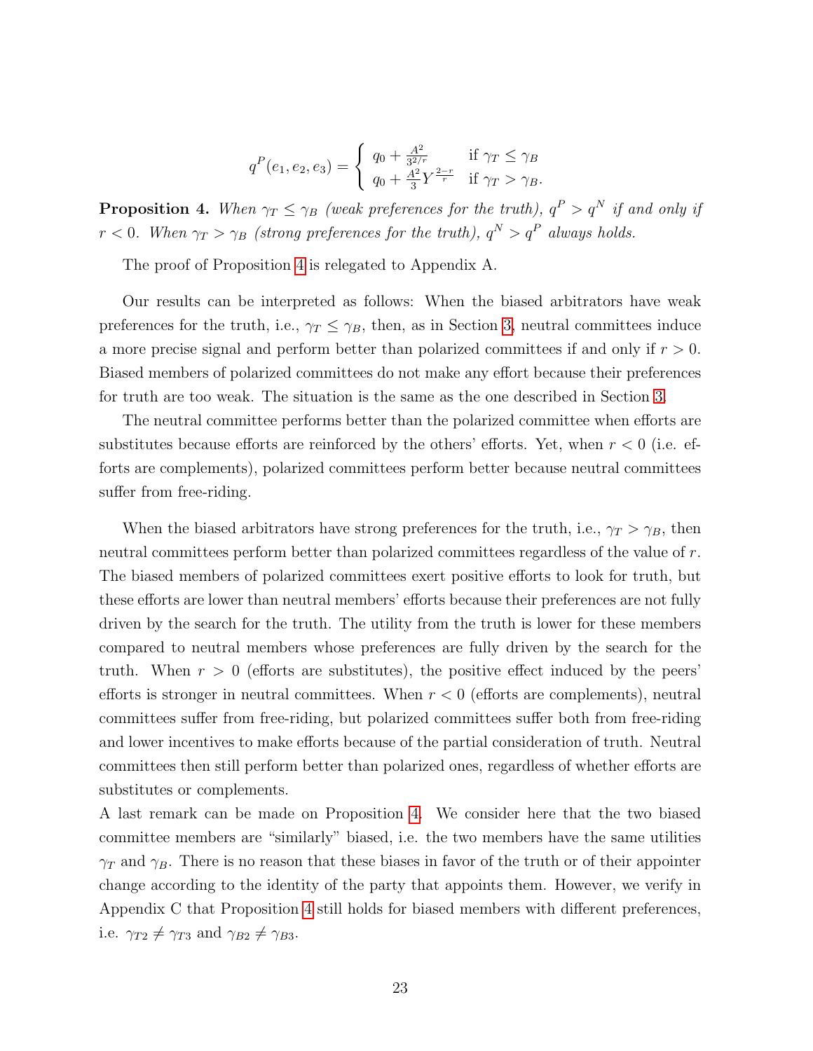$$q^P(e_1, e_2, e_3) = \begin{cases} q_0 + \frac{A^2}{3^{2/r}} & \text{if } \gamma_T \leq \gamma_B \\ q_0 + \frac{A^2}{3} Y^{\frac{2-r}{r}} & \text{if } \gamma_T > \gamma_B. \end{cases}$$

**Proposition 4.** *When $\gamma_T \leq \gamma_B$ (weak preferences for the truth), $q^P > q^N$ if and only if $r < 0$. When $\gamma_T > \gamma_B$ (strong preferences for the truth), $q^N > q^P$ always holds.*

The proof of Proposition 4 is relegated to Appendix A.

Our results can be interpreted as follows: When the biased arbitrators have weak preferences for the truth, i.e., $\gamma_T \leq \gamma_B$, then, as in Section 3, neutral committees induce a more precise signal and perform better than polarized committees if and only if $r > 0$. Biased members of polarized committees do not make any effort because their preferences for truth are too weak. The situation is the same as the one described in Section 3.

The neutral committee performs better than the polarized committee when efforts are substitutes because efforts are reinforced by the others' efforts. Yet, when $r < 0$ (i.e. efforts are complements), polarized committees perform better because neutral committees suffer from free-riding.

When the biased arbitrators have strong preferences for the truth, i.e., $\gamma_T > \gamma_B$, then neutral committees perform better than polarized committees regardless of the value of $r$. The biased members of polarized committees exert positive efforts to look for truth, but these efforts are lower than neutral members' efforts because their preferences are not fully driven by the search for the truth. The utility from the truth is lower for these members compared to neutral members whose preferences are fully driven by the search for the truth. When $r > 0$ (efforts are substitutes), the positive effect induced by the peers' efforts is stronger in neutral committees. When $r < 0$ (efforts are complements), neutral committees suffer from free-riding, but polarized committees suffer both from free-riding and lower incentives to make efforts because of the partial consideration of truth. Neutral committees then still perform better than polarized ones, regardless of whether efforts are substitutes or complements.

A last remark can be made on Proposition 4. We consider here that the two biased committee members are "similarly" biased, i.e. the two members have the same utilities $\gamma_T$ and $\gamma_B$. There is no reason that these biases in favor of the truth or of their appointer change according to the identity of the party that appoints them. However, we verify in Appendix C that Proposition 4 still holds for biased members with different preferences, i.e. $\gamma_{T2} \neq \gamma_{T3}$ and $\gamma_{B2} \neq \gamma_{B3}$.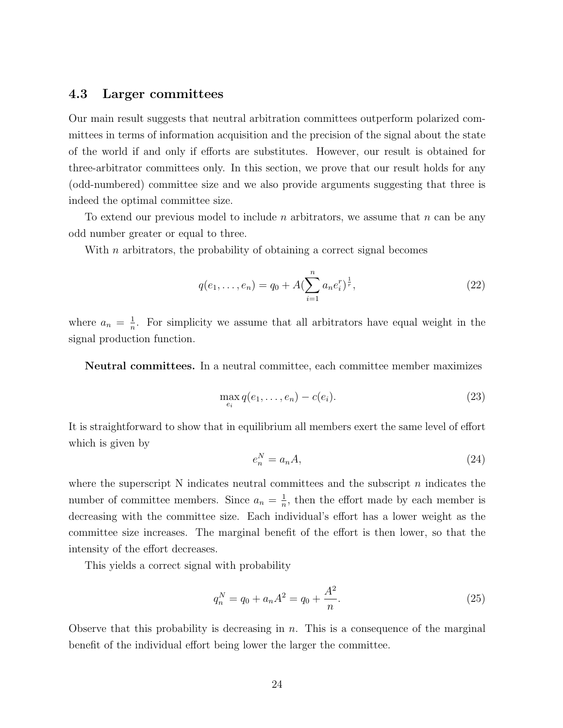### 4.3 Larger committees

Our main result suggests that neutral arbitration committees outperform polarized committees in terms of information acquisition and the precision of the signal about the state of the world if and only if efforts are substitutes. However, our result is obtained for three-arbitrator committees only. In this section, we prove that our result holds for any (odd-numbered) committee size and we also provide arguments suggesting that three is indeed the optimal committee size.

To extend our previous model to include $n$ arbitrators, we assume that $n$ can be any odd number greater or equal to three.

With $n$ arbitrators, the probability of obtaining a correct signal becomes

$$q(e_1, \ldots, e_n) = q_0 + A(\sum_{i=1}^{n} a_n e_i^r)^{\frac{1}{r}}, \tag{22}$$

where $a_n = \frac{1}{n}$. For simplicity we assume that all arbitrators have equal weight in the signal production function.

**Neutral committees.** In a neutral committee, each committee member maximizes

$$\max_{e_i} q(e_1, \ldots, e_n) - c(e_i). \tag{23}$$

It is straightforward to show that in equilibrium all members exert the same level of effort which is given by

$$e_n^N = a_n A, \tag{24}$$

where the superscript N indicates neutral committees and the subscript $n$ indicates the number of committee members. Since $a_n = \frac{1}{n}$, then the effort made by each member is decreasing with the committee size. Each individual's effort has a lower weight as the committee size increases. The marginal benefit of the effort is then lower, so that the intensity of the effort decreases.

This yields a correct signal with probability

$$q_n^N = q_0 + a_n A^2 = q_0 + \frac{A^2}{n}. \tag{25}$$

Observe that this probability is decreasing in $n$. This is a consequence of the marginal benefit of the individual effort being lower the larger the committee.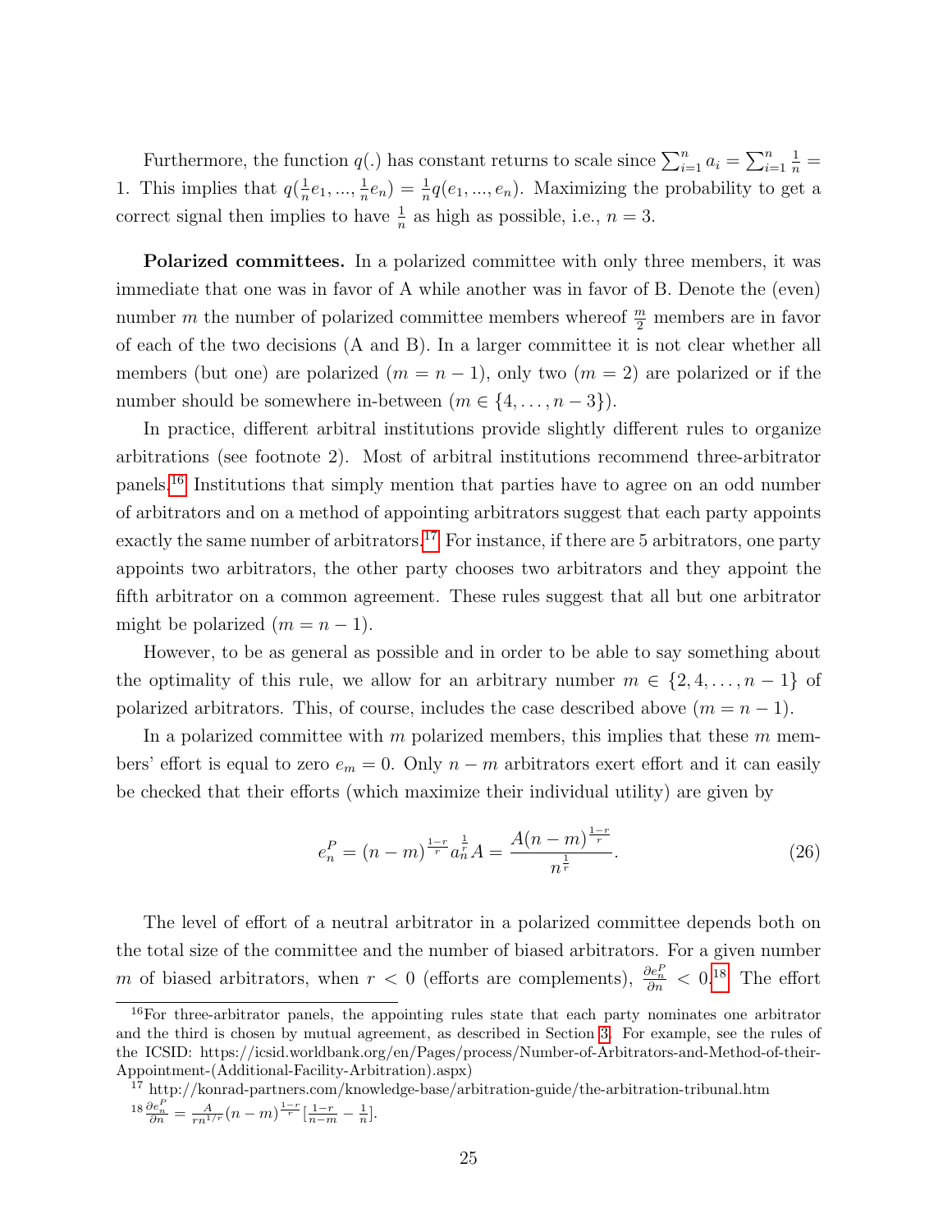Furthermore, the function $q(.)$ has constant returns to scale since $\sum_{i=1}^{n} a_i = \sum_{i=1}^{n} \frac{1}{n} = 1$. This implies that $q(\frac{1}{n}e_1, ..., \frac{1}{n}e_n) = \frac{1}{n}q(e_1, ..., e_n)$. Maximizing the probability to get a correct signal then implies to have $\frac{1}{n}$ as high as possible, i.e., $n = 3$.

**Polarized committees.** In a polarized committee with only three members, it was immediate that one was in favor of A while another was in favor of B. Denote the (even) number $m$ the number of polarized committee members whereof $\frac{m}{2}$ members are in favor of each of the two decisions (A and B). In a larger committee it is not clear whether all members (but one) are polarized ($m = n - 1$), only two ($m = 2$) are polarized or if the number should be somewhere in-between ($m \in \{4, \dots, n-3\}$).

In practice, different arbitral institutions provide slightly different rules to organize arbitrations (see footnote 2). Most of arbitral institutions recommend three-arbitrator panels.[16] Institutions that simply mention that parties have to agree on an odd number of arbitrators and on a method of appointing arbitrators suggest that each party appoints exactly the same number of arbitrators.[17] For instance, if there are 5 arbitrators, one party appoints two arbitrators, the other party chooses two arbitrators and they appoint the fifth arbitrator on a common agreement. These rules suggest that all but one arbitrator might be polarized ($m = n - 1$).

However, to be as general as possible and in order to be able to say something about the optimality of this rule, we allow for an arbitrary number $m \in \{2, 4, \dots, n-1\}$ of polarized arbitrators. This, of course, includes the case described above ($m = n - 1$).

In a polarized committee with $m$ polarized members, this implies that these $m$ members' effort is equal to zero $e_m = 0$. Only $n - m$ arbitrators exert effort and it can easily be checked that their efforts (which maximize their individual utility) are given by

$$e_n^P = (n-m)^{\frac{1-r}{r}} a_n^{\frac{1}{r}} A = \frac{A(n-m)^{\frac{1-r}{r}}}{n^{\frac{1}{r}}}. \tag{26}$$

The level of effort of a neutral arbitrator in a polarized committee depends both on the total size of the committee and the number of biased arbitrators. For a given number $m$ of biased arbitrators, when $r < 0$ (efforts are complements), $\frac{\partial e_n^P}{\partial n} < 0$.[18] The effort

[16] For three-arbitrator panels, the appointing rules state that each party nominates one arbitrator and the third is chosen by mutual agreement, as described in Section 3. For example, see the rules of the ICSID: https://icsid.worldbank.org/en/Pages/process/Number-of-Arbitrators-and-Method-of-their-Appointment-(Additional-Facility-Arbitration).aspx)

[17] http://konrad-partners.com/knowledge-base/arbitration-guide/the-arbitration-tribunal.htm

[18] $\frac{\partial e_n^P}{\partial n} = \frac{A}{rn^{1/r}}(n-m)^{\frac{1-r}{r}}[\frac{1-r}{n-m} - \frac{1}{n}]$.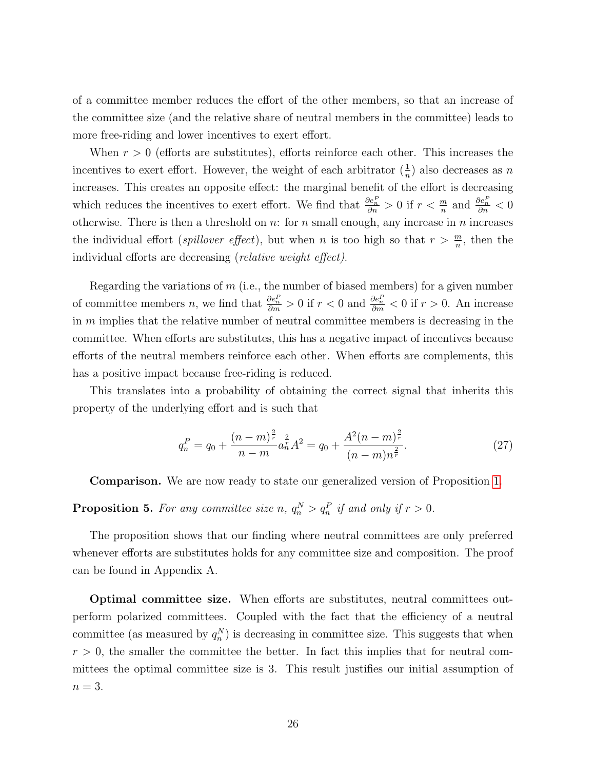of a committee member reduces the effort of the other members, so that an increase of the committee size (and the relative share of neutral members in the committee) leads to more free-riding and lower incentives to exert effort.

When $r > 0$ (efforts are substitutes), efforts reinforce each other. This increases the incentives to exert effort. However, the weight of each arbitrator ($\frac{1}{n}$) also decreases as $n$ increases. This creates an opposite effect: the marginal benefit of the effort is decreasing which reduces the incentives to exert effort. We find that $\frac{\partial e_n^P}{\partial n} > 0$ if $r < \frac{m}{n}$ and $\frac{\partial e_n^P}{\partial n} < 0$ otherwise. There is then a threshold on $n$: for $n$ small enough, any increase in $n$ increases the individual effort (*spillover effect*), but when $n$ is too high so that $r > \frac{m}{n}$, then the individual efforts are decreasing (*relative weight effect)*.

Regarding the variations of $m$ (i.e., the number of biased members) for a given number of committee members $n$, we find that $\frac{\partial e_n^P}{\partial m} > 0$ if $r < 0$ and $\frac{\partial e_n^P}{\partial m} < 0$ if $r > 0$. An increase in $m$ implies that the relative number of neutral committee members is decreasing in the committee. When efforts are substitutes, this has a negative impact of incentives because efforts of the neutral members reinforce each other. When efforts are complements, this has a positive impact because free-riding is reduced.

This translates into a probability of obtaining the correct signal that inherits this property of the underlying effort and is such that

$$q_n^P = q_0 + \frac{(n-m)^{\frac{2}{r}}}{n-m} a_n^{\frac{2}{r}} A^2 = q_0 + \frac{A^2 (n-m)^{\frac{2}{r}}}{(n-m)n^{\frac{2}{r}}}. \tag{27}$$

**Comparison.** We are now ready to state our generalized version of Proposition 1.

**Proposition 5.** *For any committee size $n$, $q_n^N > q_n^P$ if and only if $r > 0$.*

The proposition shows that our finding where neutral committees are only preferred whenever efforts are substitutes holds for any committee size and composition. The proof can be found in Appendix A.

**Optimal committee size.** When efforts are substitutes, neutral committees outperform polarized committees. Coupled with the fact that the efficiency of a neutral committee (as measured by $q_n^N$) is decreasing in committee size. This suggests that when $r > 0$, the smaller the committee the better. In fact this implies that for neutral committees the optimal committee size is 3. This result justifies our initial assumption of $n = 3$.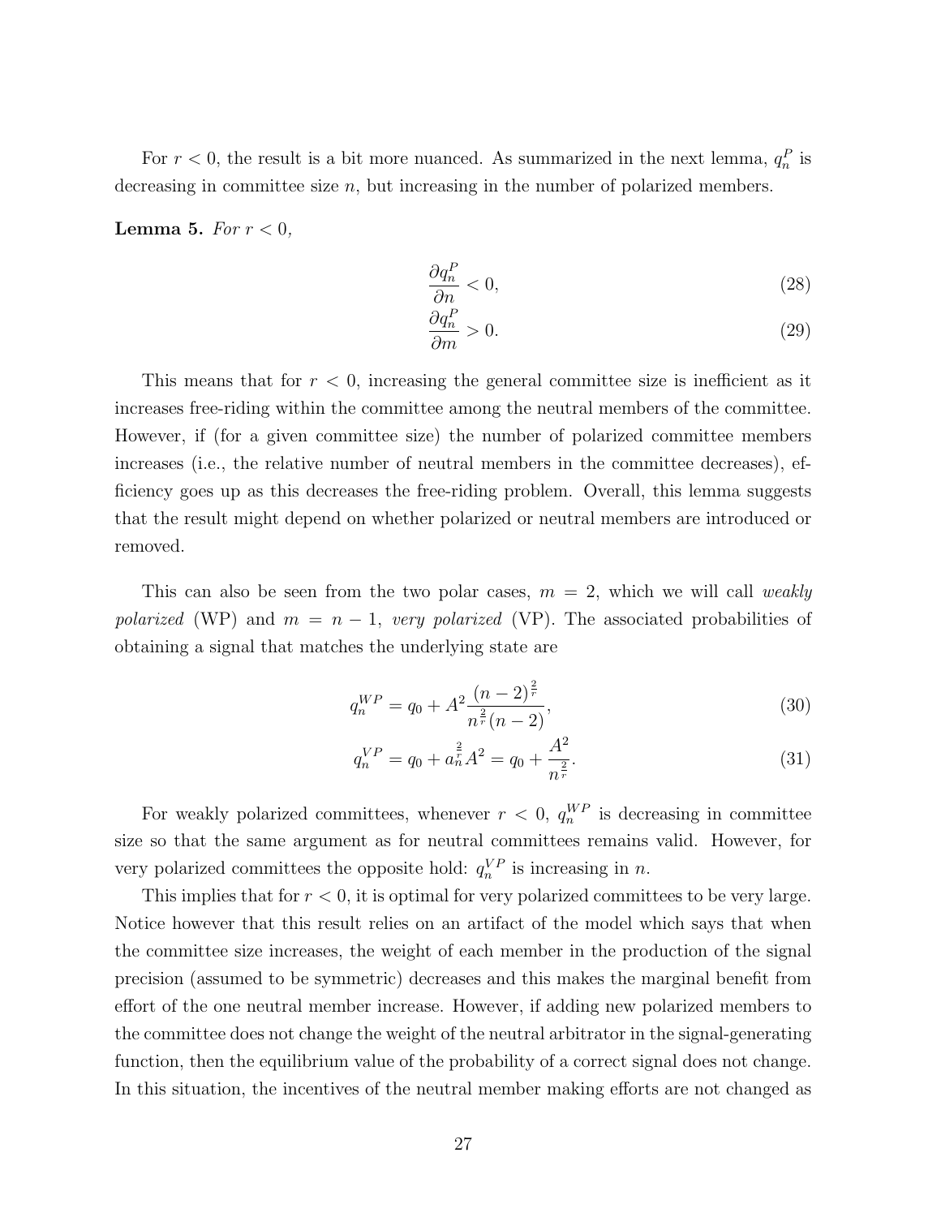For $r < 0$, the result is a bit more nuanced. As summarized in the next lemma, $q_n^P$ is decreasing in committee size $n$, but increasing in the number of polarized members.

**Lemma 5.** *For $r < 0$,*

$$\frac{\partial q_n^P}{\partial n} < 0, \tag{28}$$

$$\frac{\partial q_n^P}{\partial m} > 0. \tag{29}$$

This means that for $r < 0$, increasing the general committee size is inefficient as it increases free-riding within the committee among the neutral members of the committee. However, if (for a given committee size) the number of polarized committee members increases (i.e., the relative number of neutral members in the committee decreases), efficiency goes up as this decreases the free-riding problem. Overall, this lemma suggests that the result might depend on whether polarized or neutral members are introduced or removed.

This can also be seen from the two polar cases, $m = 2$, which we will call *weakly polarized* (WP) and $m = n - 1$, *very polarized* (VP). The associated probabilities of obtaining a signal that matches the underlying state are

$$q_n^{WP} = q_0 + A^2 \frac{(n-2)^{\frac{2}{r}}}{n^{\frac{2}{r}}(n-2)}, \tag{30}$$

$$q_n^{VP} = q_0 + a_n^{\frac{2}{r}} A^2 = q_0 + \frac{A^2}{n^{\frac{2}{r}}}. \tag{31}$$

For weakly polarized committees, whenever $r < 0$, $q_n^{WP}$ is decreasing in committee size so that the same argument as for neutral committees remains valid. However, for very polarized committees the opposite hold: $q_n^{VP}$ is increasing in $n$.

This implies that for $r < 0$, it is optimal for very polarized committees to be very large. Notice however that this result relies on an artifact of the model which says that when the committee size increases, the weight of each member in the production of the signal precision (assumed to be symmetric) decreases and this makes the marginal benefit from effort of the one neutral member increase. However, if adding new polarized members to the committee does not change the weight of the neutral arbitrator in the signal-generating function, then the equilibrium value of the probability of a correct signal does not change. In this situation, the incentives of the neutral member making efforts are not changed as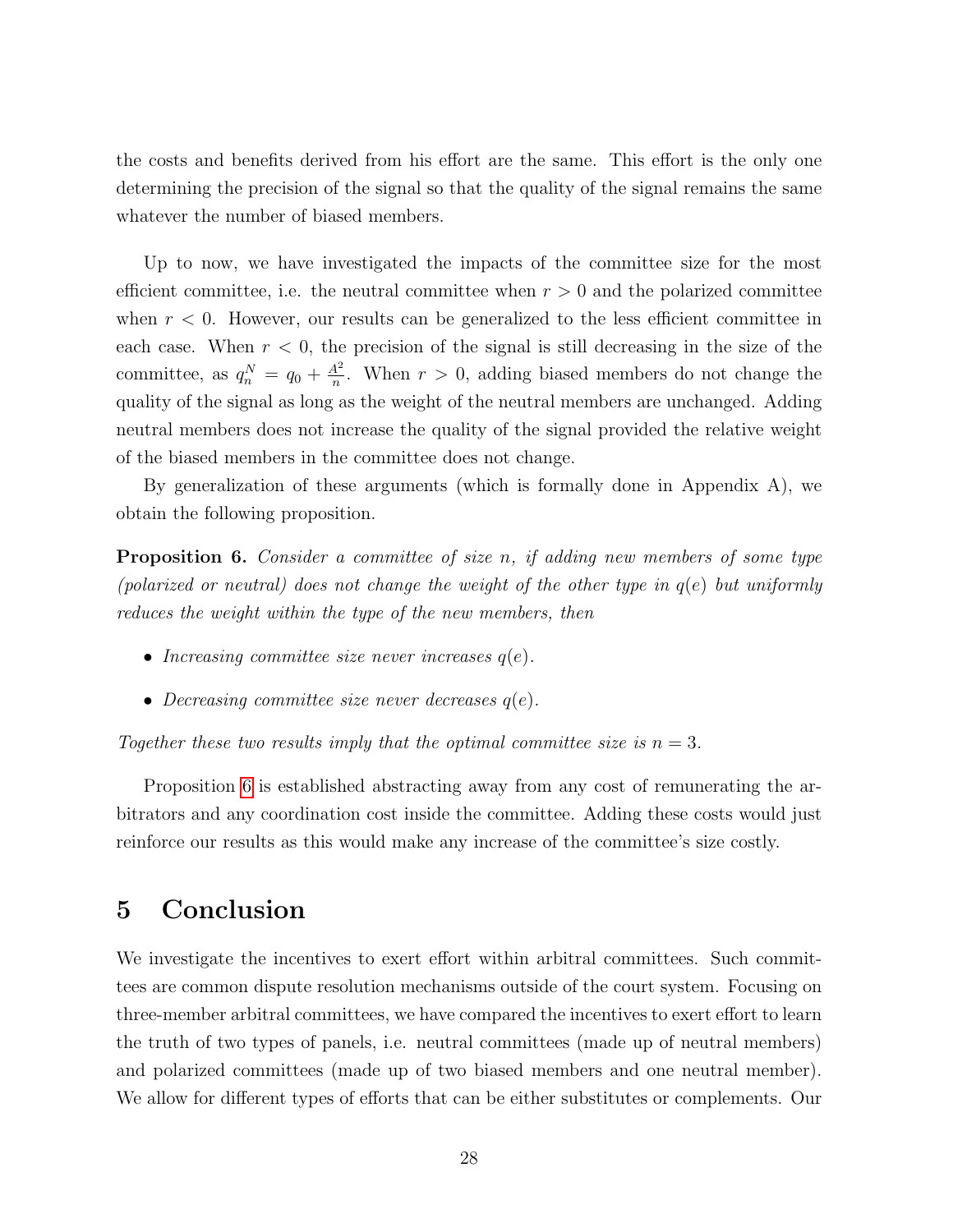the costs and benefits derived from his effort are the same. This effort is the only one determining the precision of the signal so that the quality of the signal remains the same whatever the number of biased members.

Up to now, we have investigated the impacts of the committee size for the most efficient committee, i.e. the neutral committee when $r > 0$ and the polarized committee when $r < 0$. However, our results can be generalized to the less efficient committee in each case. When $r < 0$, the precision of the signal is still decreasing in the size of the committee, as $q_n^N = q_0 + \frac{A^2}{n}$. When $r > 0$, adding biased members do not change the quality of the signal as long as the weight of the neutral members are unchanged. Adding neutral members does not increase the quality of the signal provided the relative weight of the biased members in the committee does not change.

By generalization of these arguments (which is formally done in Appendix A), we obtain the following proposition.

**Proposition 6.** *Consider a committee of size n, if adding new members of some type (polarized or neutral) does not change the weight of the other type in $q(e)$ but uniformly reduces the weight within the type of the new members, then*

- *Increasing committee size never increases $q(e)$.*
- *Decreasing committee size never decreases $q(e)$.*

*Together these two results imply that the optimal committee size is $n = 3$.*

Proposition 6 is established abstracting away from any cost of remunerating the arbitrators and any coordination cost inside the committee. Adding these costs would just reinforce our results as this would make any increase of the committee's size costly.

# 5 Conclusion

We investigate the incentives to exert effort within arbitral committees. Such committees are common dispute resolution mechanisms outside of the court system. Focusing on three-member arbitral committees, we have compared the incentives to exert effort to learn the truth of two types of panels, i.e. neutral committees (made up of neutral members) and polarized committees (made up of two biased members and one neutral member). We allow for different types of efforts that can be either substitutes or complements. Our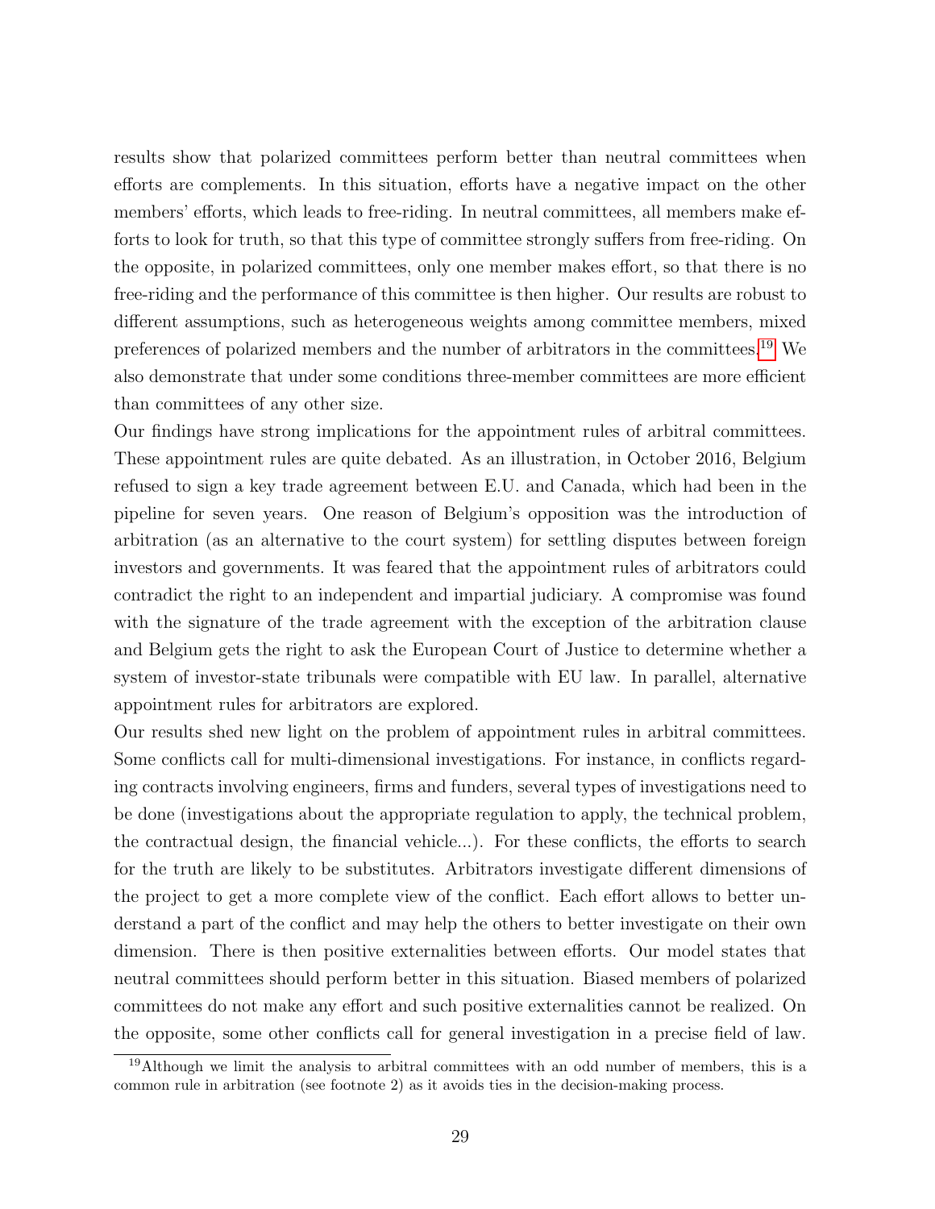results show that polarized committees perform better than neutral committees when efforts are complements. In this situation, efforts have a negative impact on the other members' efforts, which leads to free-riding. In neutral committees, all members make efforts to look for truth, so that this type of committee strongly suffers from free-riding. On the opposite, in polarized committees, only one member makes effort, so that there is no free-riding and the performance of this committee is then higher. Our results are robust to different assumptions, such as heterogeneous weights among committee members, mixed preferences of polarized members and the number of arbitrators in the committees.[19] We also demonstrate that under some conditions three-member committees are more efficient than committees of any other size.

Our findings have strong implications for the appointment rules of arbitral committees. These appointment rules are quite debated. As an illustration, in October 2016, Belgium refused to sign a key trade agreement between E.U. and Canada, which had been in the pipeline for seven years. One reason of Belgium's opposition was the introduction of arbitration (as an alternative to the court system) for settling disputes between foreign investors and governments. It was feared that the appointment rules of arbitrators could contradict the right to an independent and impartial judiciary. A compromise was found with the signature of the trade agreement with the exception of the arbitration clause and Belgium gets the right to ask the European Court of Justice to determine whether a system of investor-state tribunals were compatible with EU law. In parallel, alternative appointment rules for arbitrators are explored.

Our results shed new light on the problem of appointment rules in arbitral committees. Some conflicts call for multi-dimensional investigations. For instance, in conflicts regarding contracts involving engineers, firms and funders, several types of investigations need to be done (investigations about the appropriate regulation to apply, the technical problem, the contractual design, the financial vehicle...). For these conflicts, the efforts to search for the truth are likely to be substitutes. Arbitrators investigate different dimensions of the project to get a more complete view of the conflict. Each effort allows to better understand a part of the conflict and may help the others to better investigate on their own dimension. There is then positive externalities between efforts. Our model states that neutral committees should perform better in this situation. Biased members of polarized committees do not make any effort and such positive externalities cannot be realized. On the opposite, some other conflicts call for general investigation in a precise field of law.

[19] Although we limit the analysis to arbitral committees with an odd number of members, this is a common rule in arbitration (see footnote 2) as it avoids ties in the decision-making process.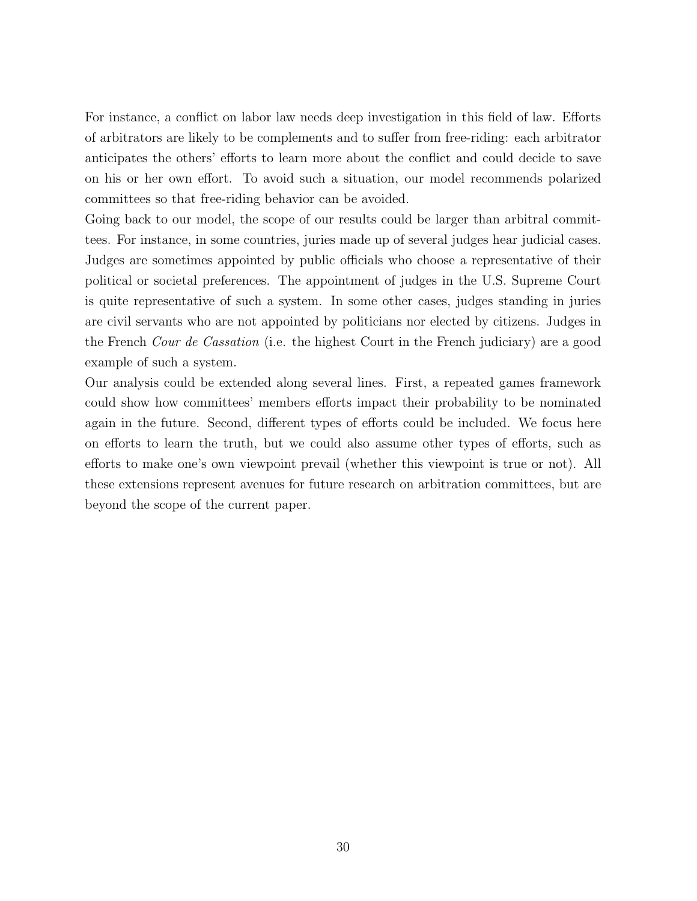For instance, a conflict on labor law needs deep investigation in this field of law. Efforts of arbitrators are likely to be complements and to suffer from free-riding: each arbitrator anticipates the others' efforts to learn more about the conflict and could decide to save on his or her own effort. To avoid such a situation, our model recommends polarized committees so that free-riding behavior can be avoided.

Going back to our model, the scope of our results could be larger than arbitral committees. For instance, in some countries, juries made up of several judges hear judicial cases. Judges are sometimes appointed by public officials who choose a representative of their political or societal preferences. The appointment of judges in the U.S. Supreme Court is quite representative of such a system. In some other cases, judges standing in juries are civil servants who are not appointed by politicians nor elected by citizens. Judges in the French *Cour de Cassation* (i.e. the highest Court in the French judiciary) are a good example of such a system.

Our analysis could be extended along several lines. First, a repeated games framework could show how committees' members efforts impact their probability to be nominated again in the future. Second, different types of efforts could be included. We focus here on efforts to learn the truth, but we could also assume other types of efforts, such as efforts to make one's own viewpoint prevail (whether this viewpoint is true or not). All these extensions represent avenues for future research on arbitration committees, but are beyond the scope of the current paper.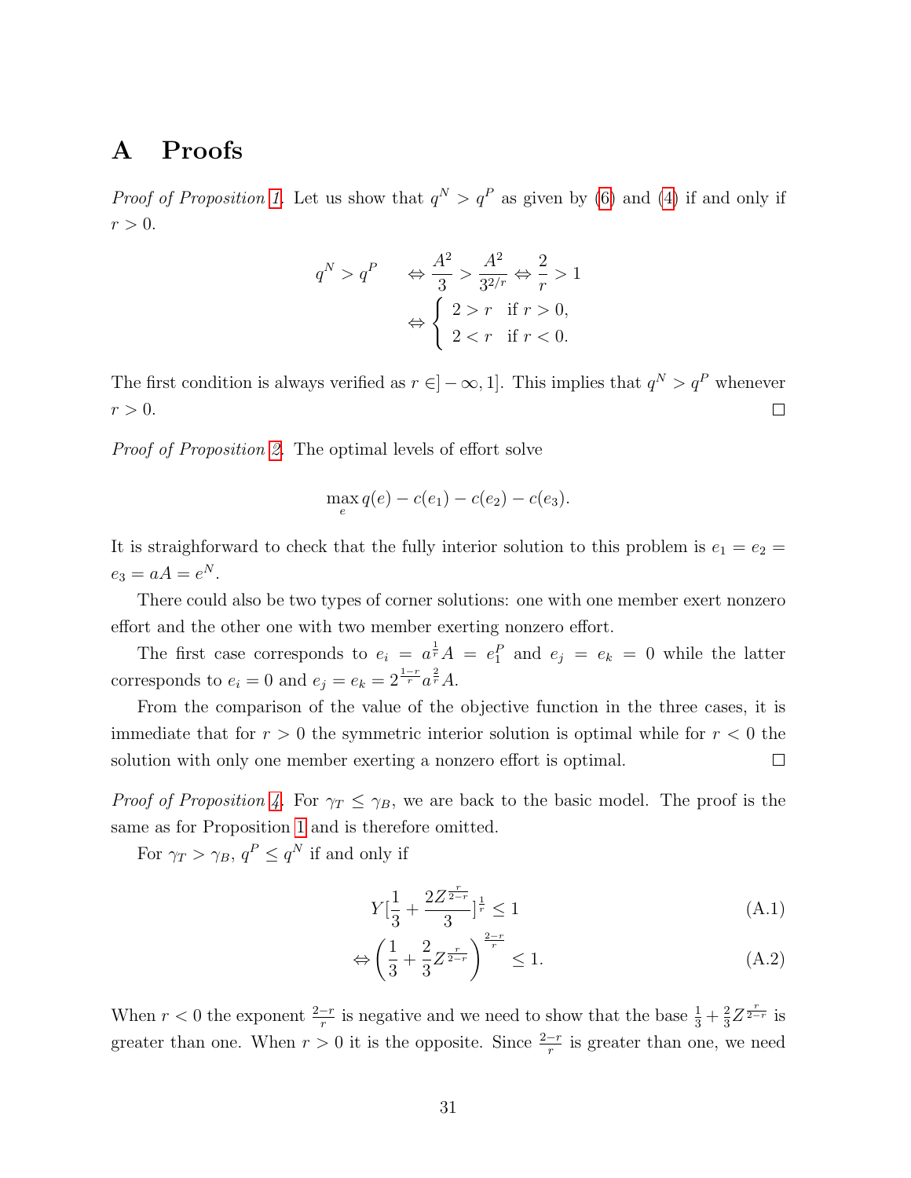# A Proofs

*Proof of Proposition 1.* Let us show that $q^N > q^P$ as given by (6) and (4) if and only if $r > 0$.

$$
\begin{aligned}
q^N > q^P \quad & \Leftrightarrow \frac{A^2}{3} > \frac{A^2}{3^{2/r}} \Leftrightarrow \frac{2}{r} > 1 \\
& \Leftrightarrow \begin{cases} 2 > r & \text{if } r > 0, \\ 2 < r & \text{if } r < 0. \end{cases}
\end{aligned}
$$

The first condition is always verified as $r \in ]-\infty, 1]$. This implies that $q^N > q^P$ whenever $r > 0$. □

*Proof of Proposition 2.* The optimal levels of effort solve

$$
\max_{e} q(e) - c(e_1) - c(e_2) - c(e_3).
$$

It is straighforward to check that the fully interior solution to this problem is $e_1 = e_2 = e_3 = aA = e^N$.

There could also be two types of corner solutions: one with one member exert nonzero effort and the other one with two member exerting nonzero effort.

The first case corresponds to $e_i = a^{\frac{1}{r}} A = e_1^P$ and $e_j = e_k = 0$ while the latter corresponds to $e_i = 0$ and $e_j = e_k = 2^{\frac{1-r}{r}} a^{\frac{2}{r}} A$.

From the comparison of the value of the objective function in the three cases, it is immediate that for $r > 0$ the symmetric interior solution is optimal while for $r < 0$ the solution with only one member exerting a nonzero effort is optimal. □

*Proof of Proposition 4.* For $\gamma_T \leq \gamma_B$, we are back to the basic model. The proof is the same as for Proposition 1 and is therefore omitted.

For $\gamma_T > \gamma_B$, $q^P \leq q^N$ if and only if

$$
Y[\frac{1}{3} + \frac{2Z^{\frac{r}{2-r}}}{3}]^{\frac{1}{r}} \leq 1 \tag{A.1}
$$

$$
\Leftrightarrow \left(\frac{1}{3} + \frac{2}{3} Z^{\frac{r}{2-r}}\right)^{\frac{2-r}{r}} \leq 1. \tag{A.2}
$$

When $r < 0$ the exponent $\frac{2-r}{r}$ is negative and we need to show that the base $\frac{1}{3} + \frac{2}{3} Z^{\frac{r}{2-r}}$ is greater than one. When $r > 0$ it is the opposite. Since $\frac{2-r}{r}$ is greater than one, we need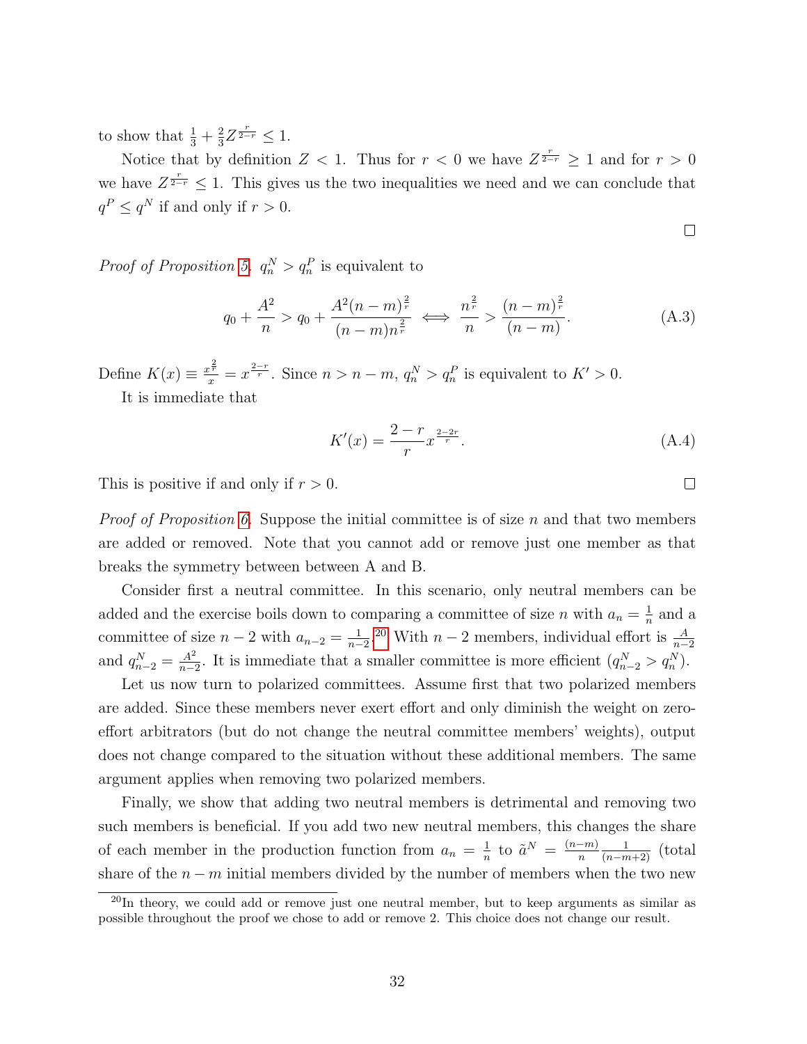to show that $\frac{1}{3} + \frac{2}{3} Z^{\frac{r}{2-r}} \leq 1$.

Notice that by definition $Z < 1$. Thus for $r < 0$ we have $Z^{\frac{r}{2-r}} \geq 1$ and for $r > 0$ we have $Z^{\frac{r}{2-r}} \leq 1$. This gives us the two inequalities we need and we can conclude that $q^P \leq q^N$ if and only if $r > 0$.

□

*Proof of Proposition 5.* $q_n^N > q_n^P$ is equivalent to

$$q_0 + \frac{A^2}{n} > q_0 + \frac{A^2 (n-m)^{\frac{2}{r}}}{(n-m) n^{\frac{2}{r}}} \iff \frac{n^{\frac{2}{r}}}{n} > \frac{(n-m)^{\frac{2}{r}}}{(n-m)}. \tag{A.3}$$

Define $K(x) \equiv \frac{x^{\frac{2}{r}}}{x} = x^{\frac{2-r}{r}}$. Since $n > n - m$, $q_n^N > q_n^P$ is equivalent to $K' > 0$.

It is immediate that

$$K'(x) = \frac{2-r}{r} x^{\frac{2-2r}{r}}. \tag{A.4}$$

This is positive if and only if $r > 0$.

□

*Proof of Proposition 6.* Suppose the initial committee is of size $n$ and that two members are added or removed. Note that you cannot add or remove just one member as that breaks the symmetry between between A and B.

Consider first a neutral committee. In this scenario, only neutral members can be added and the exercise boils down to comparing a committee of size $n$ with $a_n = \frac{1}{n}$ and a committee of size $n-2$ with $a_{n-2} = \frac{1}{n-2}$.[20] With $n-2$ members, individual effort is $\frac{A}{n-2}$ and $q_{n-2}^N = \frac{A^2}{n-2}$. It is immediate that a smaller committee is more efficient ($q_{n-2}^N > q_n^N$).

Let us now turn to polarized committees. Assume first that two polarized members are added. Since these members never exert effort and only diminish the weight on zero-effort arbitrators (but do not change the neutral committee members' weights), output does not change compared to the situation without these additional members. The same argument applies when removing two polarized members.

Finally, we show that adding two neutral members is detrimental and removing two such members is beneficial. If you add two new neutral members, this changes the share of each member in the production function from $a_n = \frac{1}{n}$ to $\tilde{a}^N = \frac{(n-m)}{n} \frac{1}{(n-m+2)}$ (total share of the $n-m$ initial members divided by the number of members when the two new

[20] In theory, we could add or remove just one neutral member, but to keep arguments as similar as possible throughout the proof we chose to add or remove 2. This choice does not change our result.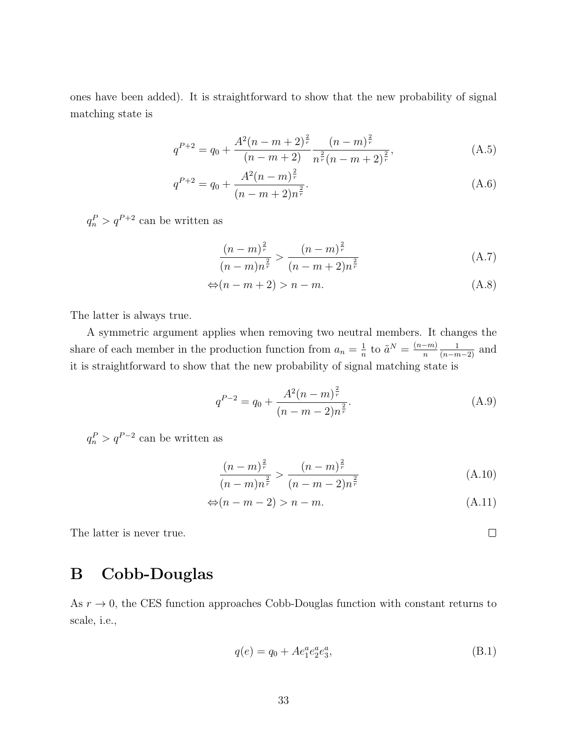ones have been added). It is straightforward to show that the new probability of signal matching state is

$$q^{P+2} = q_0 + \frac{A^2 (n-m+2)^{\frac{2}{r}}}{(n-m+2)} \frac{(n-m)^{\frac{2}{r}}}{n^{\frac{2}{r}}(n-m+2)^{\frac{2}{r}}}, \tag{A.5}$$

$$q^{P+2} = q_0 + \frac{A^2 (n-m)^{\frac{2}{r}}}{(n-m+2)n^{\frac{2}{r}}}. \tag{A.6}$$

$q_n^P > q^{P+2}$ can be written as

$$\frac{(n-m)^{\frac{2}{r}}}{(n-m)n^{\frac{2}{r}}} > \frac{(n-m)^{\frac{2}{r}}}{(n-m+2)n^{\frac{2}{r}}} \tag{A.7}$$

$$\Leftrightarrow (n-m+2) > n-m. \tag{A.8}$$

The latter is always true.

A symmetric argument applies when removing two neutral members. It changes the share of each member in the production function from $a_n = \frac{1}{n}$ to $\tilde{a}^N = \frac{(n-m)}{n} \frac{1}{(n-m-2)}$ and it is straightforward to show that the new probability of signal matching state is

$$q^{P-2} = q_0 + \frac{A^2 (n-m)^{\frac{2}{r}}}{(n-m-2)n^{\frac{2}{r}}}. \tag{A.9}$$

$q_n^P > q^{P-2}$ can be written as

$$\frac{(n-m)^{\frac{2}{r}}}{(n-m)n^{\frac{2}{r}}} > \frac{(n-m)^{\frac{2}{r}}}{(n-m-2)n^{\frac{2}{r}}} \tag{A.10}$$

$$\Leftrightarrow (n-m-2) > n-m. \tag{A.11}$$

The latter is never true. □

# B Cobb-Douglas

As $r \to 0$, the CES function approaches Cobb-Douglas function with constant returns to scale, i.e.,

$$q(e) = q_0 + A e_1^a e_2^a e_3^a, \tag{B.1}$$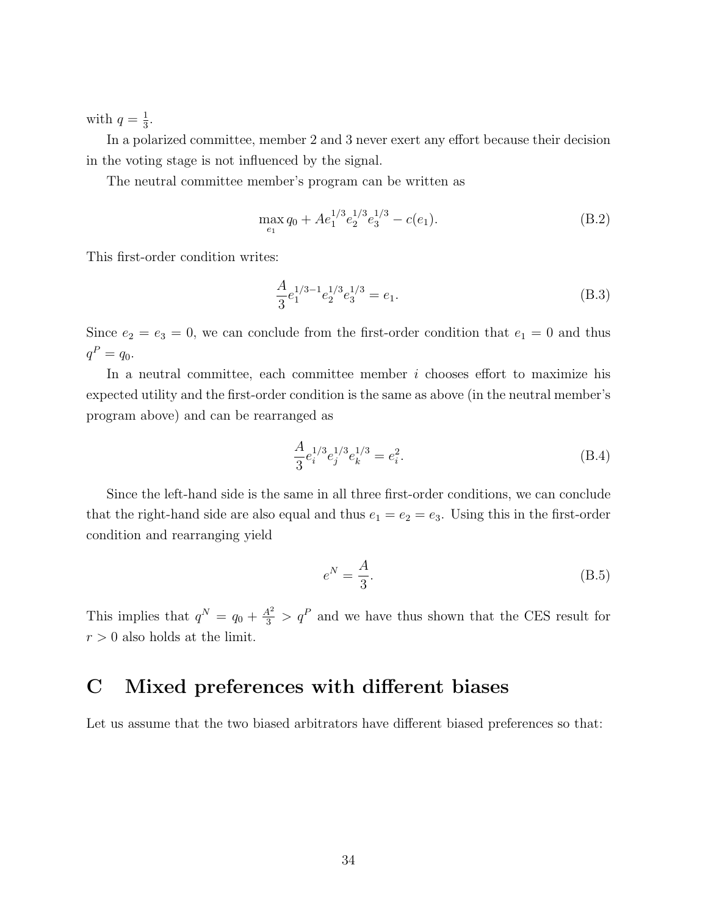with $q = \frac{1}{3}$.

In a polarized committee, member 2 and 3 never exert any effort because their decision in the voting stage is not influenced by the signal.

The neutral committee member's program can be written as

$$\max_{e_1} q_0 + Ae_1^{1/3}e_2^{1/3}e_3^{1/3} - c(e_1). \tag{B.2}$$

This first-order condition writes:

$$\frac{A}{3}e_1^{1/3-1}e_2^{1/3}e_3^{1/3} = e_1. \tag{B.3}$$

Since $e_2 = e_3 = 0$, we can conclude from the first-order condition that $e_1 = 0$ and thus $q^P = q_0$.

In a neutral committee, each committee member $i$ chooses effort to maximize his expected utility and the first-order condition is the same as above (in the neutral member's program above) and can be rearranged as

$$\frac{A}{3}e_i^{1/3}e_j^{1/3}e_k^{1/3} = e_i^2. \tag{B.4}$$

Since the left-hand side is the same in all three first-order conditions, we can conclude that the right-hand side are also equal and thus $e_1 = e_2 = e_3$. Using this in the first-order condition and rearranging yield

$$e^N = \frac{A}{3}. \tag{B.5}$$

This implies that $q^N = q_0 + \frac{A^2}{3} > q^P$ and we have thus shown that the CES result for $r > 0$ also holds at the limit.

# C Mixed preferences with different biases

Let us assume that the two biased arbitrators have different biased preferences so that: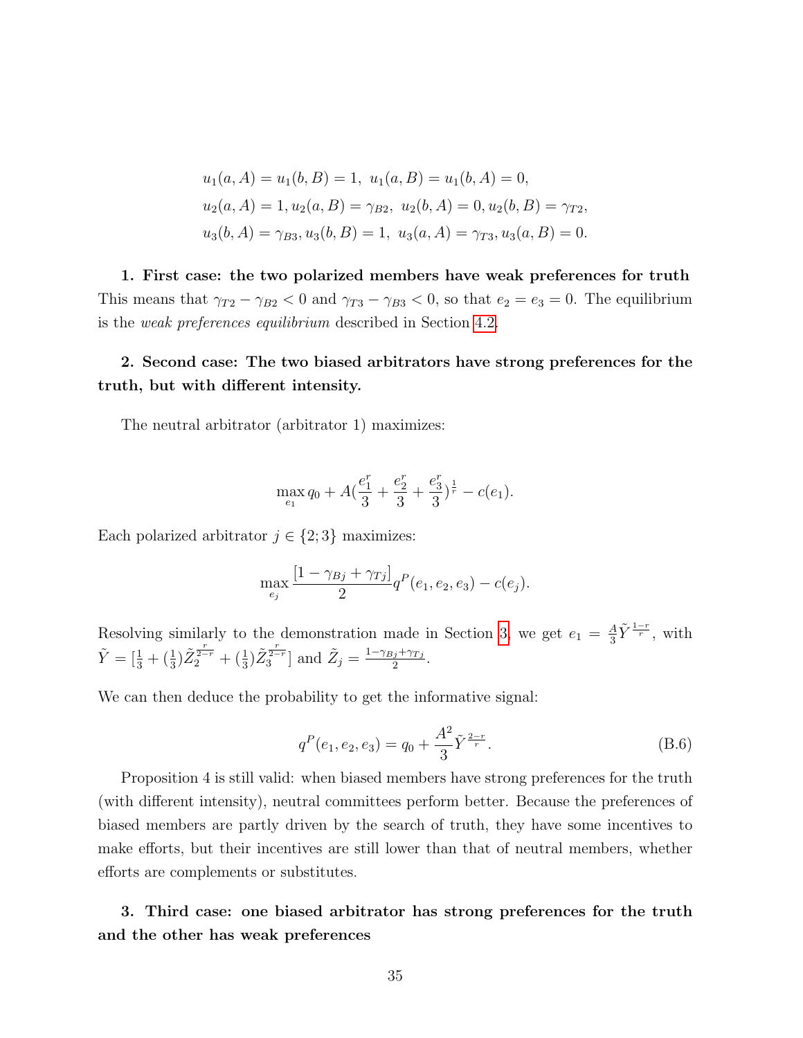$$u_1(a, A) = u_1(b, B) = 1, \; u_1(a, B) = u_1(b, A) = 0,$$
$$u_2(a, A) = 1, u_2(a, B) = \gamma_{B2}, \; u_2(b, A) = 0, u_2(b, B) = \gamma_{T2},$$
$$u_3(b, A) = \gamma_{B3}, u_3(b, B) = 1, \; u_3(a, A) = \gamma_{T3}, u_3(a, B) = 0.$$

**1. First case: the two polarized members have weak preferences for truth** This means that $\gamma_{T2} - \gamma_{B2} < 0$ and $\gamma_{T3} - \gamma_{B3} < 0$, so that $e_2 = e_3 = 0$. The equilibrium is the *weak preferences equilibrium* described in Section 4.2.

**2. Second case: The two biased arbitrators have strong preferences for the truth, but with different intensity.**

The neutral arbitrator (arbitrator 1) maximizes:

$$\max_{e_1} q_0 + A(\frac{e_1^r}{3} + \frac{e_2^r}{3} + \frac{e_3^r}{3})^{\frac{1}{r}} - c(e_1).$$

Each polarized arbitrator $j \in \{2; 3\}$ maximizes:

$$\max_{e_j} \frac{[1 - \gamma_{Bj} + \gamma_{Tj}]}{2} q^P(e_1, e_2, e_3) - c(e_j).$$

Resolving similarly to the demonstration made in Section 3, we get $e_1 = \frac{A}{3}\tilde{Y}^{\frac{1-r}{r}}$, with $\tilde{Y} = [\frac{1}{3} + (\frac{1}{3})\tilde{Z}_2^{\frac{r}{2-r}} + (\frac{1}{3})\tilde{Z}_3^{\frac{r}{2-r}}]$ and $\tilde{Z}_j = \frac{1-\gamma_{Bj}+\gamma_{Tj}}{2}$.

We can then deduce the probability to get the informative signal:

$$q^P(e_1, e_2, e_3) = q_0 + \frac{A^2}{3}\tilde{Y}^{\frac{2-r}{r}}. \tag{B.6}$$

Proposition 4 is still valid: when biased members have strong preferences for the truth (with different intensity), neutral committees perform better. Because the preferences of biased members are partly driven by the search of truth, they have some incentives to make efforts, but their incentives are still lower than that of neutral members, whether efforts are complements or substitutes.

**3. Third case: one biased arbitrator has strong preferences for the truth and the other has weak preferences**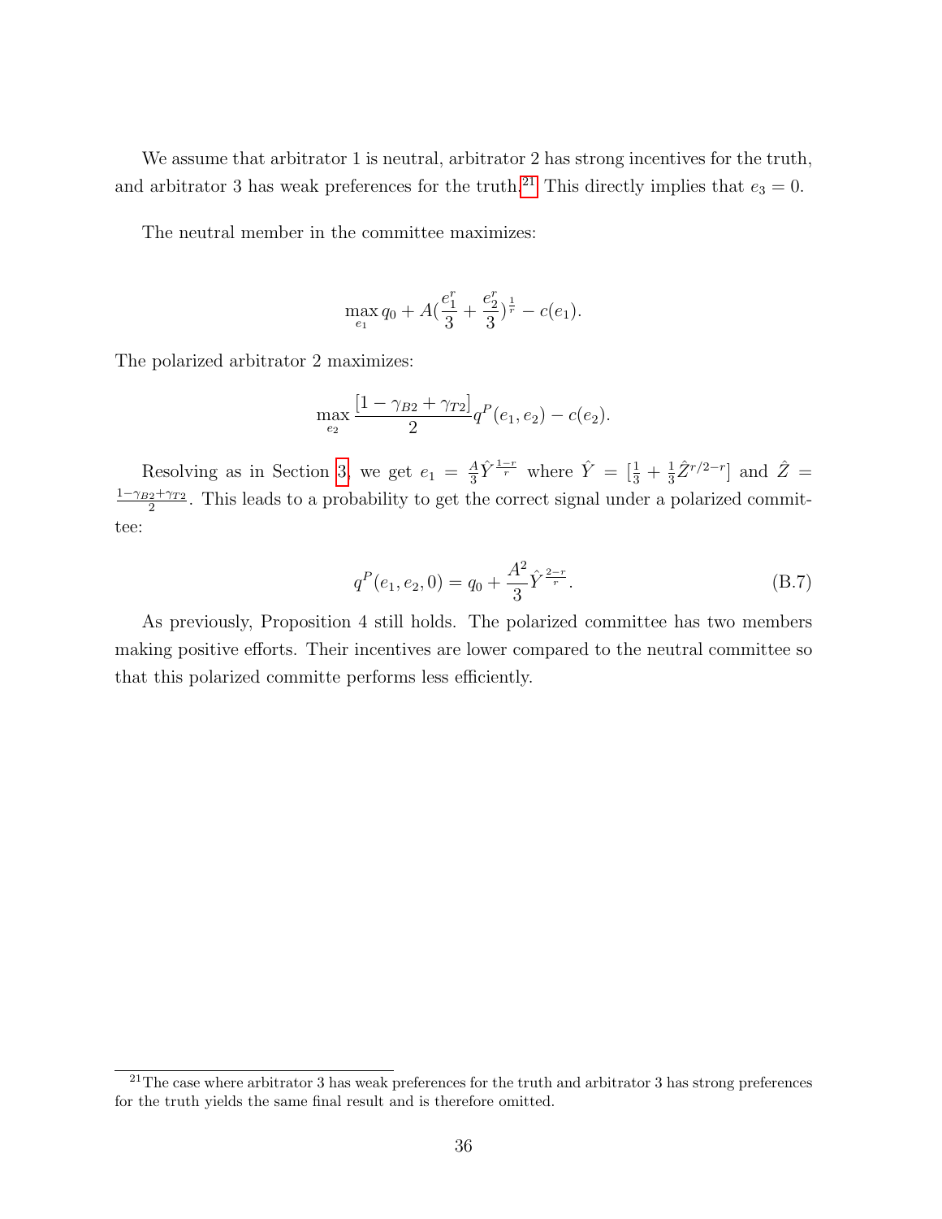We assume that arbitrator 1 is neutral, arbitrator 2 has strong incentives for the truth, and arbitrator 3 has weak preferences for the truth.[21] This directly implies that $e_3 = 0$.

The neutral member in the committee maximizes:

$$\max_{e_1} q_0 + A(\frac{e_1^r}{3} + \frac{e_2^r}{3})^{\frac{1}{r}} - c(e_1).$$

The polarized arbitrator 2 maximizes:

$$\max_{e_2} \frac{[1 - \gamma_{B2} + \gamma_{T2}]}{2} q^P(e_1, e_2) - c(e_2).$$

Resolving as in Section 3, we get $e_1 = \frac{A}{3}\hat{Y}^{\frac{1-r}{r}}$ where $\hat{Y} = [\frac{1}{3} + \frac{1}{3}\hat{Z}^{r/2-r}]$ and $\hat{Z} = \frac{1-\gamma_{B2}+\gamma_{T2}}{2}$. This leads to a probability to get the correct signal under a polarized committee:

$$q^P(e_1, e_2, 0) = q_0 + \frac{A^2}{3}\hat{Y}^{\frac{2-r}{r}}. \tag{B.7}$$

As previously, Proposition 4 still holds. The polarized committee has two members making positive efforts. Their incentives are lower compared to the neutral committee so that this polarized committe performs less efficiently.

[21] The case where arbitrator 3 has weak preferences for the truth and arbitrator 3 has strong preferences for the truth yields the same final result and is therefore omitted.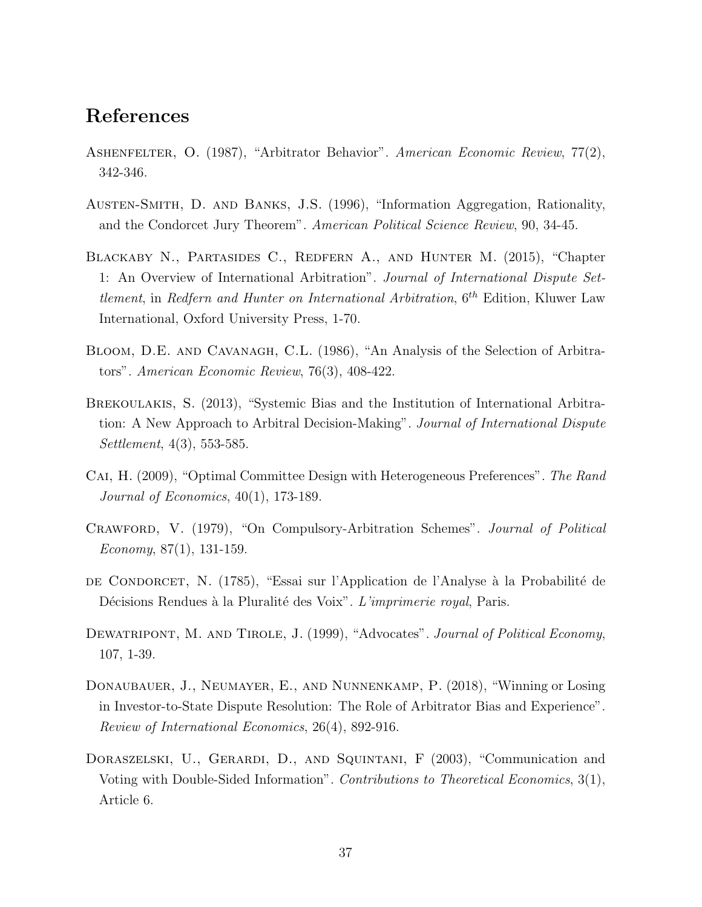# References

Ashenfelter, O. (1987), "Arbitrator Behavior". *American Economic Review*, 77(2), 342-346.

Austen-Smith, D. and Banks, J.S. (1996), "Information Aggregation, Rationality, and the Condorcet Jury Theorem". *American Political Science Review*, 90, 34-45.

Blackaby N., Partasides C., Redfern A., and Hunter M. (2015), "Chapter 1: An Overview of International Arbitration". *Journal of International Dispute Settlement*, in *Redfern and Hunter on International Arbitration*, $6^{th}$ Edition, Kluwer Law International, Oxford University Press, 1-70.

Bloom, D.E. and Cavanagh, C.L. (1986), "An Analysis of the Selection of Arbitrators". *American Economic Review*, 76(3), 408-422.

Brekoulakis, S. (2013), "Systemic Bias and the Institution of International Arbitration: A New Approach to Arbitral Decision-Making". *Journal of International Dispute Settlement*, 4(3), 553-585.

Cai, H. (2009), "Optimal Committee Design with Heterogeneous Preferences". *The Rand Journal of Economics*, 40(1), 173-189.

Crawford, V. (1979), "On Compulsory-Arbitration Schemes". *Journal of Political Economy*, 87(1), 131-159.

de Condorcet, N. (1785), "Essai sur l'Application de l'Analyse à la Probabilité de Décisions Rendues à la Pluralité des Voix". *L'imprimerie royal*, Paris.

Dewatripont, M. and Tirole, J. (1999), "Advocates". *Journal of Political Economy*, 107, 1-39.

Donaubauer, J., Neumayer, E., and Nunnenkamp, P. (2018), "Winning or Losing in Investor-to-State Dispute Resolution: The Role of Arbitrator Bias and Experience". *Review of International Economics*, 26(4), 892-916.

Doraszelski, U., Gerardi, D., and Squintani, F (2003), "Communication and Voting with Double-Sided Information". *Contributions to Theoretical Economics*, 3(1), Article 6.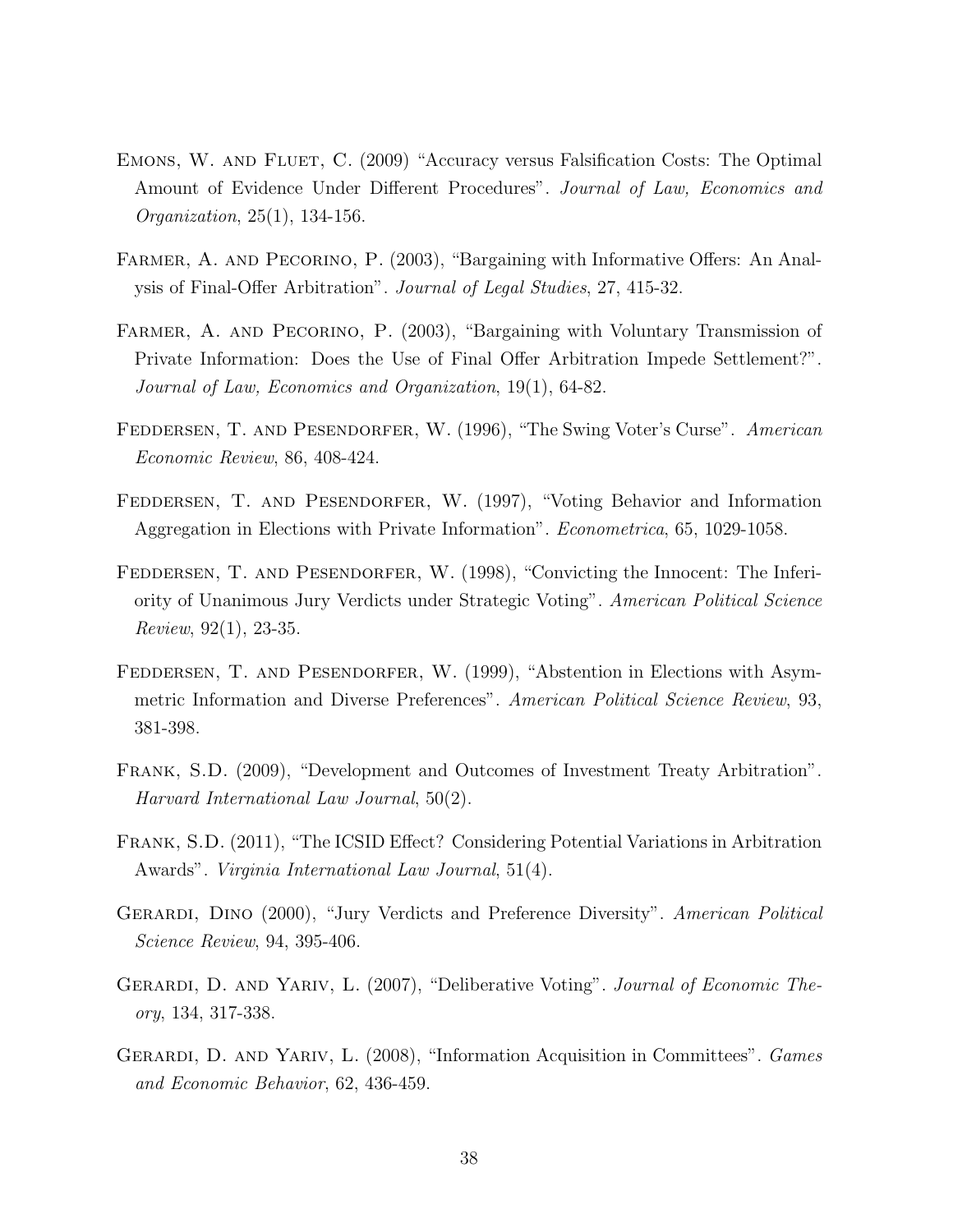Emons, W. and Fluet, C. (2009) "Accuracy versus Falsification Costs: The Optimal Amount of Evidence Under Different Procedures". *Journal of Law, Economics and Organization*, 25(1), 134-156.

Farmer, A. and Pecorino, P. (2003), "Bargaining with Informative Offers: An Analysis of Final-Offer Arbitration". *Journal of Legal Studies*, 27, 415-32.

Farmer, A. and Pecorino, P. (2003), "Bargaining with Voluntary Transmission of Private Information: Does the Use of Final Offer Arbitration Impede Settlement?". *Journal of Law, Economics and Organization*, 19(1), 64-82.

Feddersen, T. and Pesendorfer, W. (1996), "The Swing Voter's Curse". *American Economic Review*, 86, 408-424.

Feddersen, T. and Pesendorfer, W. (1997), "Voting Behavior and Information Aggregation in Elections with Private Information". *Econometrica*, 65, 1029-1058.

Feddersen, T. and Pesendorfer, W. (1998), "Convicting the Innocent: The Inferiority of Unanimous Jury Verdicts under Strategic Voting". *American Political Science Review*, 92(1), 23-35.

Feddersen, T. and Pesendorfer, W. (1999), "Abstention in Elections with Asymmetric Information and Diverse Preferences". *American Political Science Review*, 93, 381-398.

Frank, S.D. (2009), "Development and Outcomes of Investment Treaty Arbitration". *Harvard International Law Journal*, 50(2).

Frank, S.D. (2011), "The ICSID Effect? Considering Potential Variations in Arbitration Awards". *Virginia International Law Journal*, 51(4).

Gerardi, Dino (2000), "Jury Verdicts and Preference Diversity". *American Political Science Review*, 94, 395-406.

Gerardi, D. and Yariv, L. (2007), "Deliberative Voting". *Journal of Economic Theory*, 134, 317-338.

Gerardi, D. and Yariv, L. (2008), "Information Acquisition in Committees". *Games and Economic Behavior*, 62, 436-459.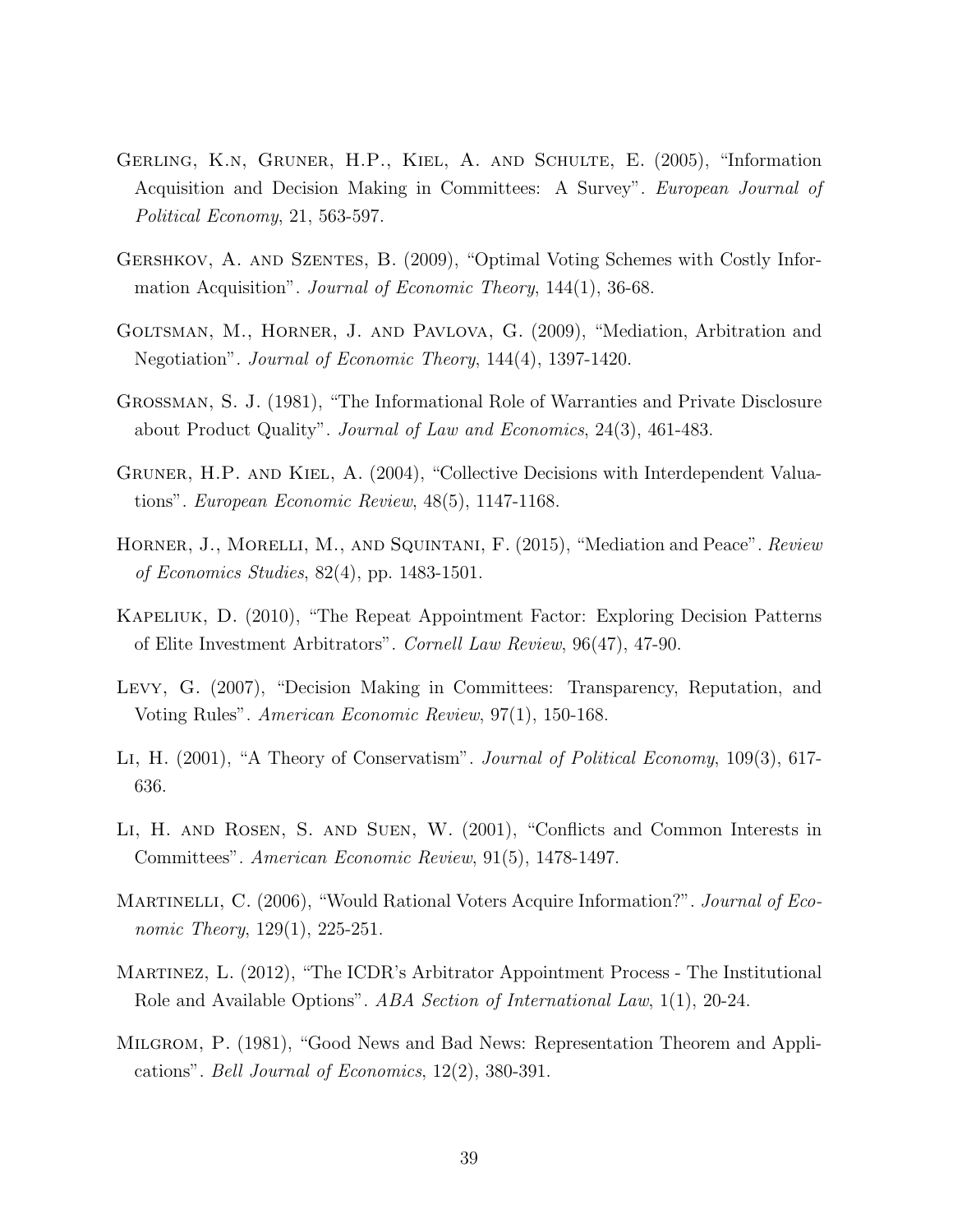Gerling, K.n, Gruner, H.P., Kiel, A. and Schulte, E. (2005), "Information Acquisition and Decision Making in Committees: A Survey". *European Journal of Political Economy*, 21, 563-597.

Gershkov, A. and Szentes, B. (2009), "Optimal Voting Schemes with Costly Information Acquisition". *Journal of Economic Theory*, 144(1), 36-68.

Goltsman, M., Horner, J. and Pavlova, G. (2009), "Mediation, Arbitration and Negotiation". *Journal of Economic Theory*, 144(4), 1397-1420.

Grossman, S. J. (1981), "The Informational Role of Warranties and Private Disclosure about Product Quality". *Journal of Law and Economics*, 24(3), 461-483.

Gruner, H.P. and Kiel, A. (2004), "Collective Decisions with Interdependent Valuations". *European Economic Review*, 48(5), 1147-1168.

Horner, J., Morelli, M., and Squintani, F. (2015), "Mediation and Peace". *Review of Economics Studies*, 82(4), pp. 1483-1501.

Kapeliuk, D. (2010), "The Repeat Appointment Factor: Exploring Decision Patterns of Elite Investment Arbitrators". *Cornell Law Review*, 96(47), 47-90.

Levy, G. (2007), "Decision Making in Committees: Transparency, Reputation, and Voting Rules". *American Economic Review*, 97(1), 150-168.

Li, H. (2001), "A Theory of Conservatism". *Journal of Political Economy*, 109(3), 617-636.

Li, H. and Rosen, S. and Suen, W. (2001), "Conflicts and Common Interests in Committees". *American Economic Review*, 91(5), 1478-1497.

Martinelli, C. (2006), "Would Rational Voters Acquire Information?". *Journal of Economic Theory*, 129(1), 225-251.

Martinez, L. (2012), "The ICDR's Arbitrator Appointment Process - The Institutional Role and Available Options". *ABA Section of International Law*, 1(1), 20-24.

Milgrom, P. (1981), "Good News and Bad News: Representation Theorem and Applications". *Bell Journal of Economics*, 12(2), 380-391.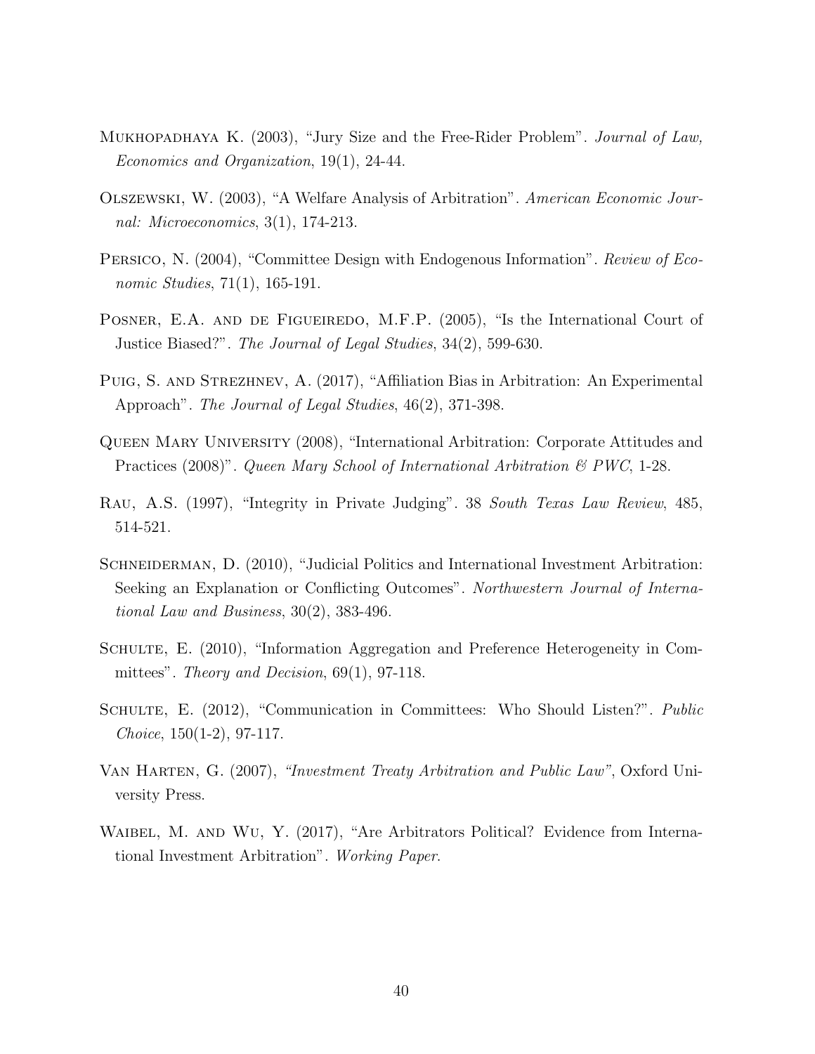Mukhopadhaya K. (2003), "Jury Size and the Free-Rider Problem". *Journal of Law, Economics and Organization*, 19(1), 24-44.

Olszewski, W. (2003), "A Welfare Analysis of Arbitration". *American Economic Journal: Microeconomics*, 3(1), 174-213.

Persico, N. (2004), "Committee Design with Endogenous Information". *Review of Economic Studies*, 71(1), 165-191.

Posner, E.A. and de Figueiredo, M.F.P. (2005), "Is the International Court of Justice Biased?". *The Journal of Legal Studies*, 34(2), 599-630.

Puig, S. and Strezhnev, A. (2017), "Affiliation Bias in Arbitration: An Experimental Approach". *The Journal of Legal Studies*, 46(2), 371-398.

Queen Mary University (2008), "International Arbitration: Corporate Attitudes and Practices (2008)". *Queen Mary School of International Arbitration & PWC*, 1-28.

Rau, A.S. (1997), "Integrity in Private Judging". 38 *South Texas Law Review*, 485, 514-521.

Schneiderman, D. (2010), "Judicial Politics and International Investment Arbitration: Seeking an Explanation or Conflicting Outcomes". *Northwestern Journal of International Law and Business*, 30(2), 383-496.

Schulte, E. (2010), "Information Aggregation and Preference Heterogeneity in Committees". *Theory and Decision*, 69(1), 97-118.

Schulte, E. (2012), "Communication in Committees: Who Should Listen?". *Public Choice*, 150(1-2), 97-117.

Van Harten, G. (2007), *"Investment Treaty Arbitration and Public Law"*, Oxford University Press.

Waibel, M. and Wu, Y. (2017), "Are Arbitrators Political? Evidence from International Investment Arbitration". *Working Paper*.